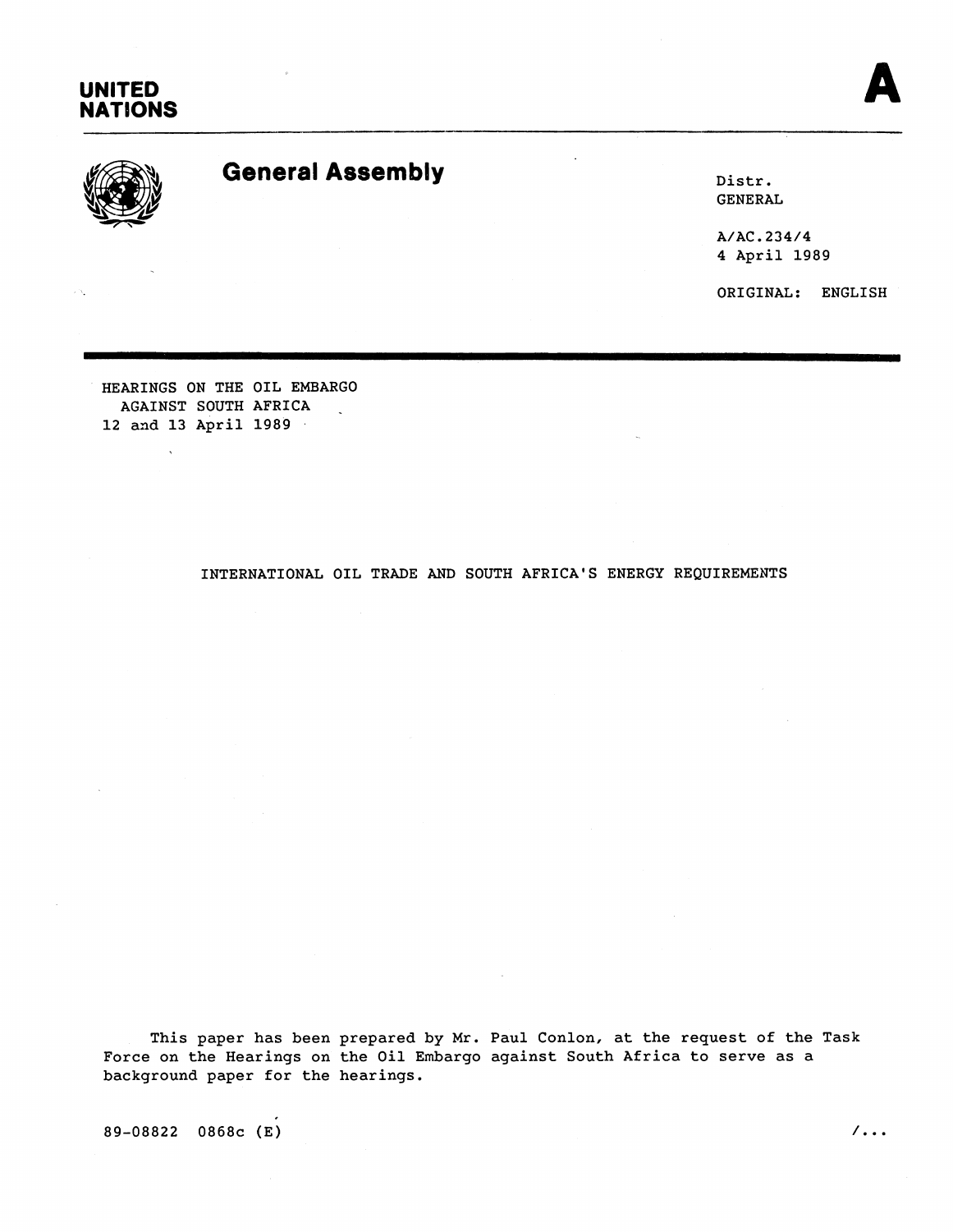UNITED NATIONS

A

# General Assembly

Distr.
GENERAL

A/AC.234/4
4 April 1989

ORIGINAL: ENGLISH

HEARINGS ON THE OIL EMBARGO
AGAINST SOUTH AFRICA
12 and 13 April 1989

## INTERNATIONAL OIL TRADE AND SOUTH AFRICA'S ENERGY REQUIREMENTS

This paper has been prepared by Mr. Paul Conlon, at the request of the Task Force on the Hearings on the Oil Embargo against South Africa to serve as a background paper for the hearings.

89-08822 0868c (E)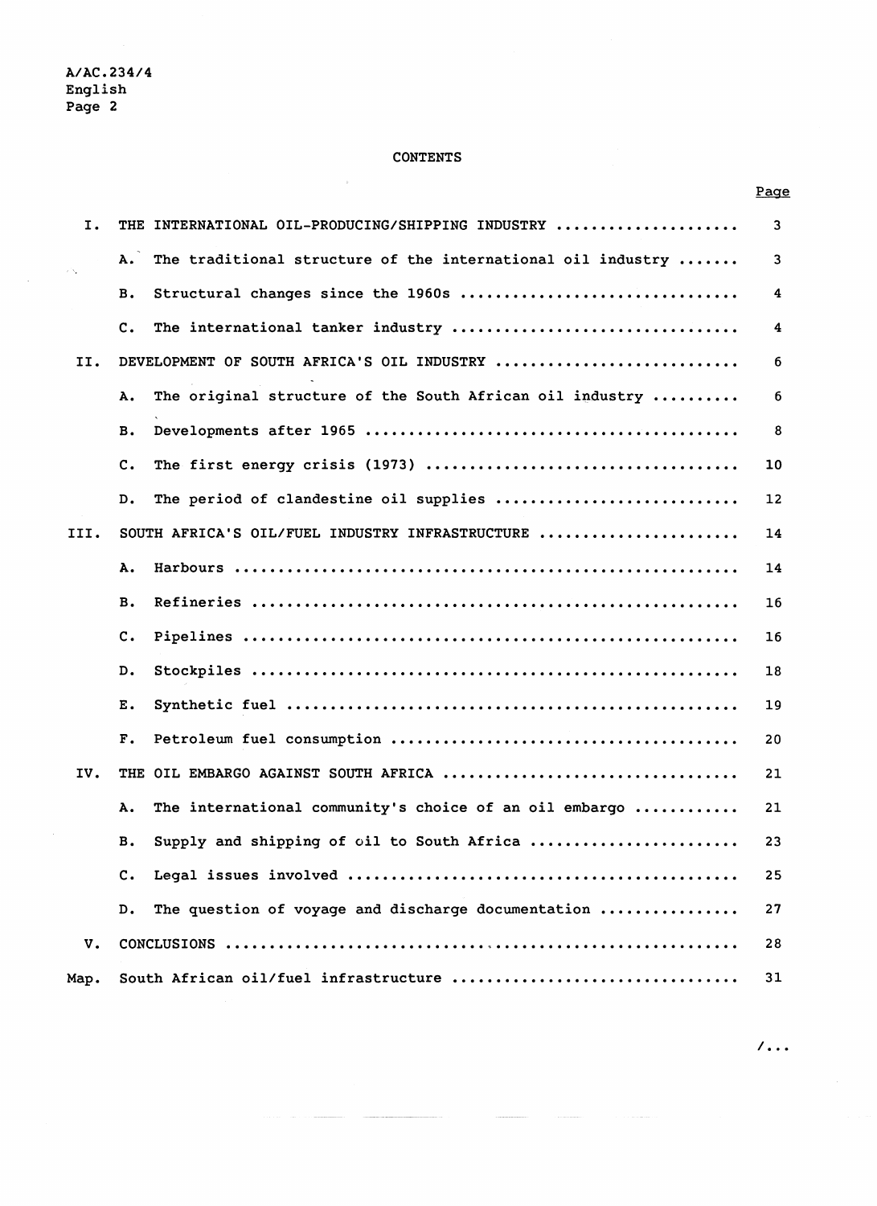# CONTENTS

| | | Page |
|---|---|---|
| I. | THE INTERNATIONAL OIL-PRODUCING/SHIPPING INDUSTRY | 3 |
| | A. The traditional structure of the international oil industry | 3 |
| | B. Structural changes since the 1960s | 4 |
| | C. The international tanker industry | 4 |
| II. | DEVELOPMENT OF SOUTH AFRICA'S OIL INDUSTRY | 6 |
| | A. The original structure of the South African oil industry | 6 |
| | B. Developments after 1965 | 8 |
| | C. The first energy crisis (1973) | 10 |
| | D. The period of clandestine oil supplies | 12 |
| III. | SOUTH AFRICA'S OIL/FUEL INDUSTRY INFRASTRUCTURE | 14 |
| | A. Harbours | 14 |
| | B. Refineries | 16 |
| | C. Pipelines | 16 |
| | D. Stockpiles | 18 |
| | E. Synthetic fuel | 19 |
| | F. Petroleum fuel consumption | 20 |
| IV. | THE OIL EMBARGO AGAINST SOUTH AFRICA | 21 |
| | A. The international community's choice of an oil embargo | 21 |
| | B. Supply and shipping of oil to South Africa | 23 |
| | C. Legal issues involved | 25 |
| | D. The question of voyage and discharge documentation | 27 |
| V. | CONCLUSIONS | 28 |
| Map. | South African oil/fuel infrastructure | 31 |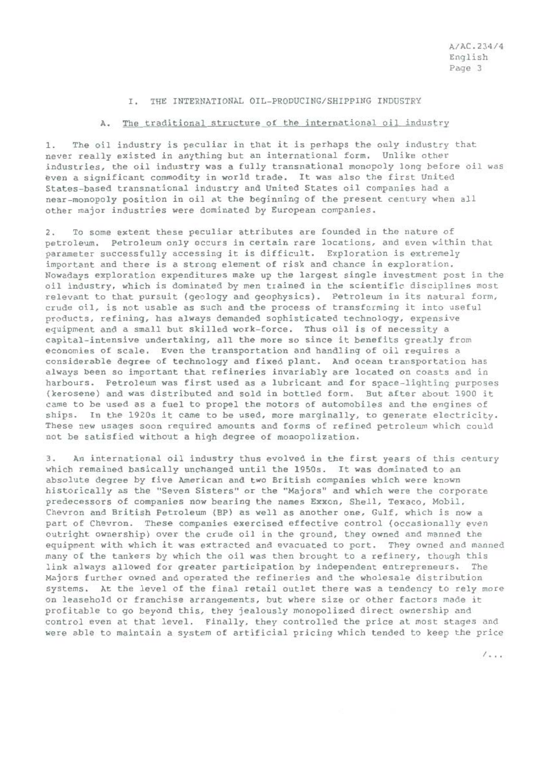## I. THE INTERNATIONAL OIL-PRODUCING/SHIPPING INDUSTRY

### A. The traditional structure of the international oil industry

1. The oil industry is peculiar in that it is perhaps the only industry that never really existed in anything but an international form. Unlike other industries, the oil industry was a fully transnational monopoly long before oil was even a significant commodity in world trade. It was also the first United States-based transnational industry and United States oil companies had a near-monopoly position in oil at the beginning of the present century when all other major industries were dominated by European companies.

2. To some extent these peculiar attributes are founded in the nature of petroleum. Petroleum only occurs in certain rare locations, and even within that parameter successfully accessing it is difficult. Exploration is extremely important and there is a strong element of risk and chance in exploration. Nowadays exploration expenditures make up the largest single investment post in the oil industry, which is dominated by men trained in the scientific disciplines most relevant to that pursuit (geology and geophysics). Petroleum in its natural form, crude oil, is not usable as such and the process of transforming it into useful products, refining, has always demanded sophisticated technology, expensive equipment and a small but skilled work-force. Thus oil is of necessity a capital-intensive undertaking, all the more so since it benefits greatly from economies of scale. Even the transportation and handling of oil requires a considerable degree of technology and fixed plant. And ocean transportation has always been so important that refineries invariably are located on coasts and in harbours. Petroleum was first used as a lubricant and for space-lighting purposes (kerosene) and was distributed and sold in bottled form. But after about 1900 it came to be used as a fuel to propel the motors of automobiles and the engines of ships. In the 1920s it came to be used, more marginally, to generate electricity. These new usages soon required amounts and forms of refined petroleum which could not be satisfied without a high degree of monopolization.

3. An international oil industry thus evolved in the first years of this century which remained basically unchanged until the 1950s. It was dominated to an absolute degree by five American and two British companies which were known historically as the "Seven Sisters" or the "Majors" and which were the corporate predecessors of companies now bearing the names Exxon, Shell, Texaco, Mobil, Chevron and British Petroleum (BP) as well as another one, Gulf, which is now a part of Chevron. These companies exercised effective control (occasionally even outright ownership) over the crude oil in the ground, they owned and manned the equipment with which it was extracted and evacuated to port. They owned and manned many of the tankers by which the oil was then brought to a refinery, though this link always allowed for greater participation by independent entrepreneurs. The Majors further owned and operated the refineries and the wholesale distribution systems. At the level of the final retail outlet there was a tendency to rely more on leasehold or franchise arrangements, but where size or other factors made it profitable to go beyond this, they jealously monopolized direct ownership and control even at that level. Finally, they controlled the price at most stages and were able to maintain a system of artificial pricing which tended to keep the price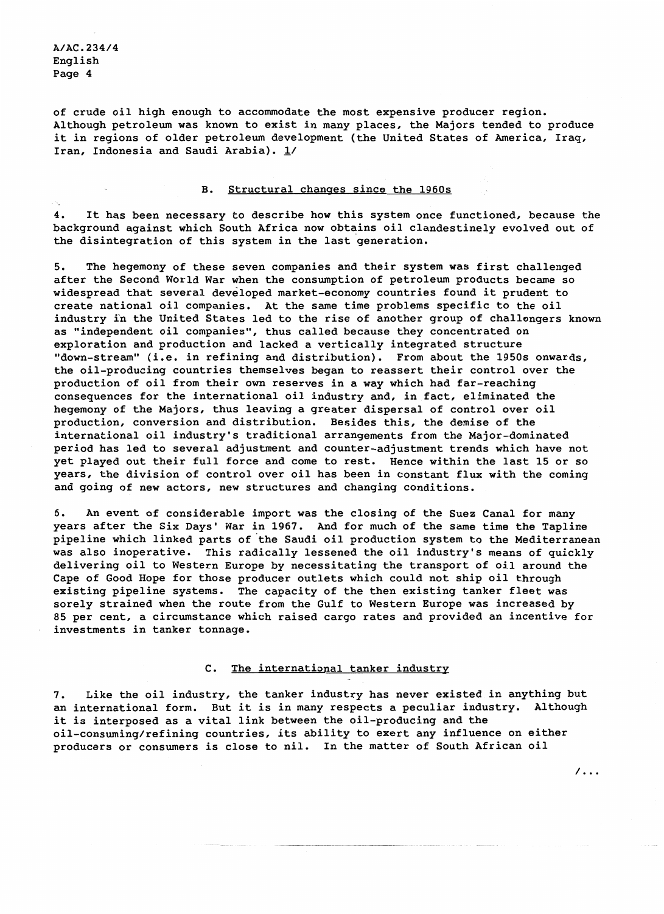of crude oil high enough to accommodate the most expensive producer region. Although petroleum was known to exist in many places, the Majors tended to produce it in regions of older petroleum development (the United States of America, Iraq, Iran, Indonesia and Saudi Arabia). 1/

## B. Structural changes since the 1960s

4. It has been necessary to describe how this system once functioned, because the background against which South Africa now obtains oil clandestinely evolved out of the disintegration of this system in the last generation.

5. The hegemony of these seven companies and their system was first challenged after the Second World War when the consumption of petroleum products became so widespread that several developed market-economy countries found it prudent to create national oil companies. At the same time problems specific to the oil industry in the United States led to the rise of another group of challengers known as "independent oil companies", thus called because they concentrated on exploration and production and lacked a vertically integrated structure "down-stream" (i.e. in refining and distribution). From about the 1950s onwards, the oil-producing countries themselves began to reassert their control over the production of oil from their own reserves in a way which had far-reaching consequences for the international oil industry and, in fact, eliminated the hegemony of the Majors, thus leaving a greater dispersal of control over oil production, conversion and distribution. Besides this, the demise of the international oil industry's traditional arrangements from the Major-dominated period has led to several adjustment and counter-adjustment trends which have not yet played out their full force and come to rest. Hence within the last 15 or so years, the division of control over oil has been in constant flux with the coming and going of new actors, new structures and changing conditions.

6. An event of considerable import was the closing of the Suez Canal for many years after the Six Days' War in 1967. And for much of the same time the Tapline pipeline which linked parts of the Saudi oil production system to the Mediterranean was also inoperative. This radically lessened the oil industry's means of quickly delivering oil to Western Europe by necessitating the transport of oil around the Cape of Good Hope for those producer outlets which could not ship oil through existing pipeline systems. The capacity of the then existing tanker fleet was sorely strained when the route from the Gulf to Western Europe was increased by 85 per cent, a circumstance which raised cargo rates and provided an incentive for investments in tanker tonnage.

## C. The international tanker industry

7. Like the oil industry, the tanker industry has never existed in anything but an international form. But it is in many respects a peculiar industry. Although it is interposed as a vital link between the oil-producing and the oil-consuming/refining countries, its ability to exert any influence on either producers or consumers is close to nil. In the matter of South African oil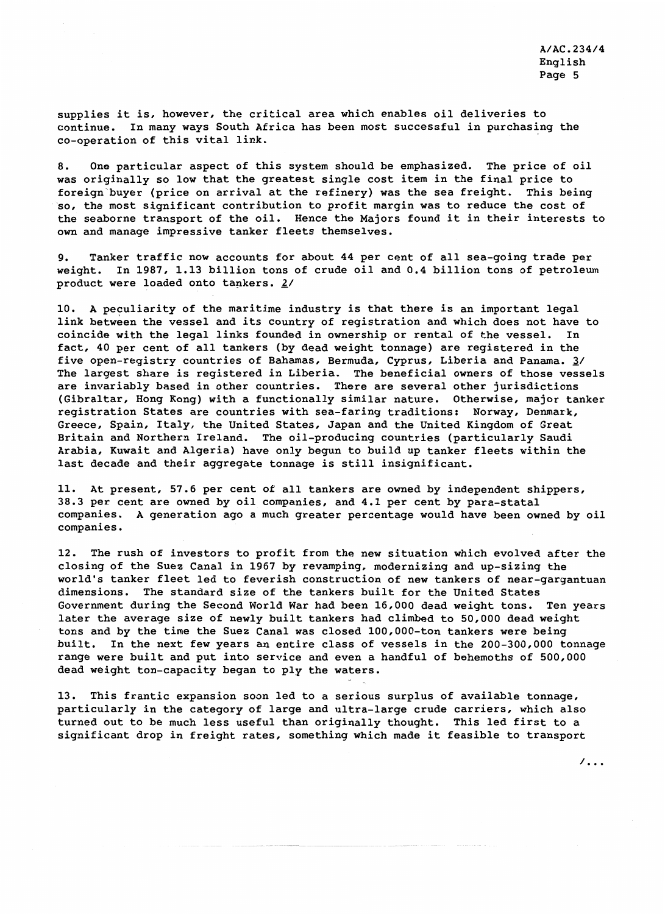supplies it is, however, the critical area which enables oil deliveries to continue. In many ways South Africa has been most successful in purchasing the co-operation of this vital link.

8. One particular aspect of this system should be emphasized. The price of oil was originally so low that the greatest single cost item in the final price to foreign buyer (price on arrival at the refinery) was the sea freight. This being so, the most significant contribution to profit margin was to reduce the cost of the seaborne transport of the oil. Hence the Majors found it in their interests to own and manage impressive tanker fleets themselves.

9. Tanker traffic now accounts for about 44 per cent of all sea-going trade per weight. In 1987, 1.13 billion tons of crude oil and 0.4 billion tons of petroleum product were loaded onto tankers. 2/

10. A peculiarity of the maritime industry is that there is an important legal link between the vessel and its country of registration and which does not have to coincide with the legal links founded in ownership or rental of the vessel. In fact, 40 per cent of all tankers (by dead weight tonnage) are registered in the five open-registry countries of Bahamas, Bermuda, Cyprus, Liberia and Panama. 3/ The largest share is registered in Liberia. The beneficial owners of those vessels are invariably based in other countries. There are several other jurisdictions (Gibraltar, Hong Kong) with a functionally similar nature. Otherwise, major tanker registration States are countries with sea-faring traditions: Norway, Denmark, Greece, Spain, Italy, the United States, Japan and the United Kingdom of Great Britain and Northern Ireland. The oil-producing countries (particularly Saudi Arabia, Kuwait and Algeria) have only begun to build up tanker fleets within the last decade and their aggregate tonnage is still insignificant.

11. At present, 57.6 per cent of all tankers are owned by independent shippers, 38.3 per cent are owned by oil companies, and 4.1 per cent by para-statal companies. A generation ago a much greater percentage would have been owned by oil companies.

12. The rush of investors to profit from the new situation which evolved after the closing of the Suez Canal in 1967 by revamping, modernizing and up-sizing the world's tanker fleet led to feverish construction of new tankers of near-gargantuan dimensions. The standard size of the tankers built for the United States Government during the Second World War had been 16,000 dead weight tons. Ten years later the average size of newly built tankers had climbed to 50,000 dead weight tons and by the time the Suez Canal was closed 100,000-ton tankers were being built. In the next few years an entire class of vessels in the 200-300,000 tonnage range were built and put into service and even a handful of behemoths of 500,000 dead weight ton-capacity began to ply the waters.

13. This frantic expansion soon led to a serious surplus of available tonnage, particularly in the category of large and ultra-large crude carriers, which also turned out to be much less useful than originally thought. This led first to a significant drop in freight rates, something which made it feasible to transport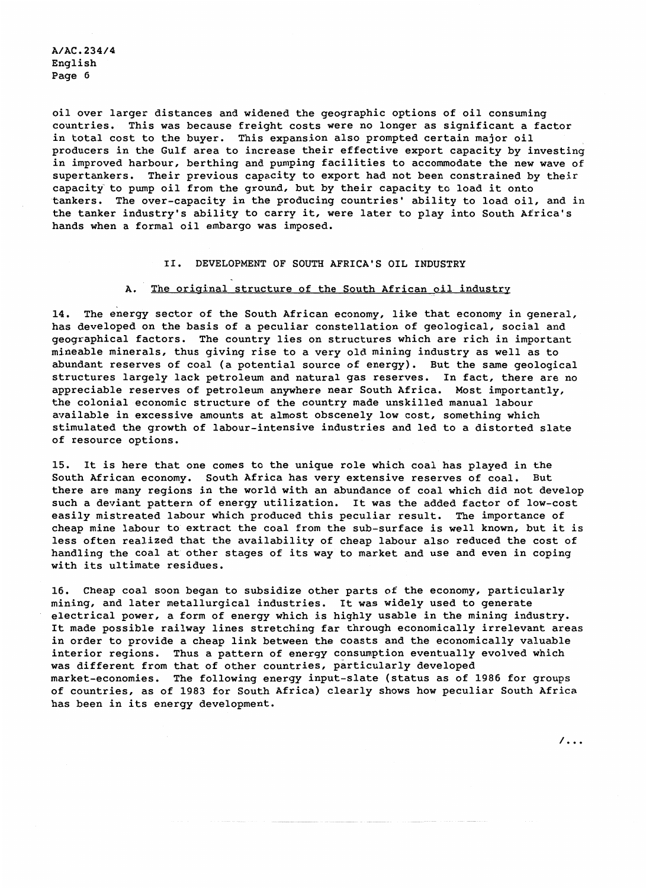oil over larger distances and widened the geographic options of oil consuming countries. This was because freight costs were no longer as significant a factor in total cost to the buyer. This expansion also prompted certain major oil producers in the Gulf area to increase their effective export capacity by investing in improved harbour, berthing and pumping facilities to accommodate the new wave of supertankers. Their previous capacity to export had not been constrained by their capacity to pump oil from the ground, but by their capacity to load it onto tankers. The over-capacity in the producing countries' ability to load oil, and in the tanker industry's ability to carry it, were later to play into South Africa's hands when a formal oil embargo was imposed.

## II. DEVELOPMENT OF SOUTH AFRICA'S OIL INDUSTRY

### A. The original structure of the South African oil industry

14. The energy sector of the South African economy, like that economy in general, has developed on the basis of a peculiar constellation of geological, social and geographical factors. The country lies on structures which are rich in important mineable minerals, thus giving rise to a very old mining industry as well as to abundant reserves of coal (a potential source of energy). But the same geological structures largely lack petroleum and natural gas reserves. In fact, there are no appreciable reserves of petroleum anywhere near South Africa. Most importantly, the colonial economic structure of the country made unskilled manual labour available in excessive amounts at almost obscenely low cost, something which stimulated the growth of labour-intensive industries and led to a distorted slate of resource options.

15. It is here that one comes to the unique role which coal has played in the South African economy. South Africa has very extensive reserves of coal. But there are many regions in the world with an abundance of coal which did not develop such a deviant pattern of energy utilization. It was the added factor of low-cost easily mistreated labour which produced this peculiar result. The importance of cheap mine labour to extract the coal from the sub-surface is well known, but it is less often realized that the availability of cheap labour also reduced the cost of handling the coal at other stages of its way to market and use and even in coping with its ultimate residues.

16. Cheap coal soon began to subsidize other parts of the economy, particularly mining, and later metallurgical industries. It was widely used to generate electrical power, a form of energy which is highly usable in the mining industry. It made possible railway lines stretching far through economically irrelevant areas in order to provide a cheap link between the coasts and the economically valuable interior regions. Thus a pattern of energy consumption eventually evolved which was different from that of other countries, particularly developed market-economies. The following energy input-slate (status as of 1986 for groups of countries, as of 1983 for South Africa) clearly shows how peculiar South Africa has been in its energy development.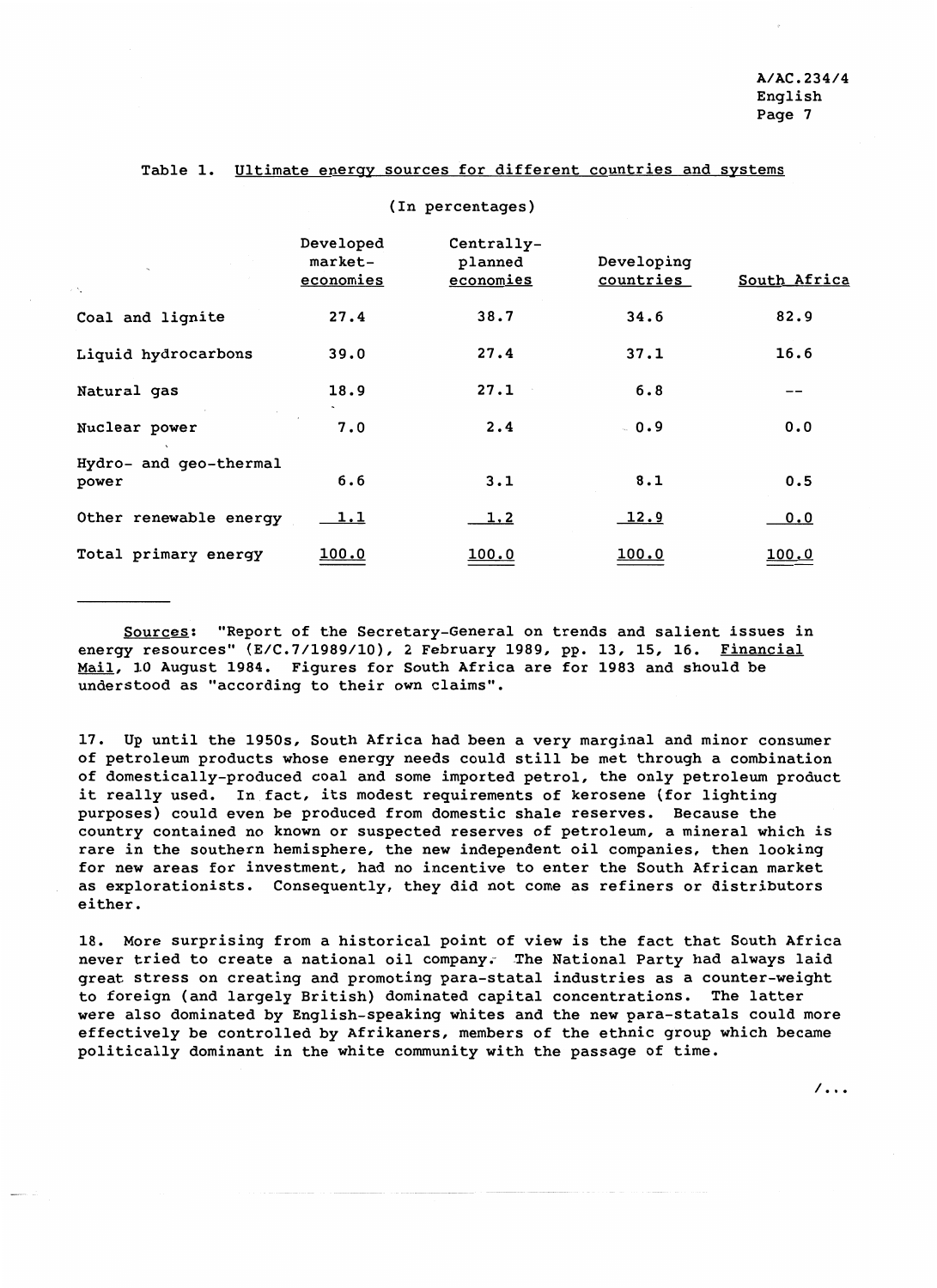Table 1. Ultimate energy sources for different countries and systems

(In percentages)

| | Developed market-economies | Centrally-planned economies | Developing countries | South Africa |
|---|---|---|---|---|
| Coal and lignite | 27.4 | 38.7 | 34.6 | 82.9 |
| Liquid hydrocarbons | 39.0 | 27.4 | 37.1 | 16.6 |
| Natural gas | 18.9 | 27.1 | 6.8 | -- |
| Nuclear power | 7.0 | 2.4 | 0.9 | 0.0 |
| Hydro- and geo-thermal power | 6.6 | 3.1 | 8.1 | 0.5 |
| Other renewable energy | 1.1 | 1.2 | 12.9 | 0.0 |
| Total primary energy | 100.0 | 100.0 | 100.0 | 100.0 |

Sources: "Report of the Secretary-General on trends and salient issues in energy resources" (E/C.7/1989/10), 2 February 1989, pp. 13, 15, 16. *Financial Mail*, 10 August 1984. Figures for South Africa are for 1983 and should be understood as "according to their own claims".

17. Up until the 1950s, South Africa had been a very marginal and minor consumer of petroleum products whose energy needs could still be met through a combination of domestically-produced coal and some imported petrol, the only petroleum product it really used. In fact, its modest requirements of kerosene (for lighting purposes) could even be produced from domestic shale reserves. Because the country contained no known or suspected reserves of petroleum, a mineral which is rare in the southern hemisphere, the new independent oil companies, then looking for new areas for investment, had no incentive to enter the South African market as explorationists. Consequently, they did not come as refiners or distributors either.

18. More surprising from a historical point of view is the fact that South Africa never tried to create a national oil company. The National Party had always laid great stress on creating and promoting para-statal industries as a counter-weight to foreign (and largely British) dominated capital concentrations. The latter were also dominated by English-speaking whites and the new para-statals could more effectively be controlled by Afrikaners, members of the ethnic group which became politically dominant in the white community with the passage of time.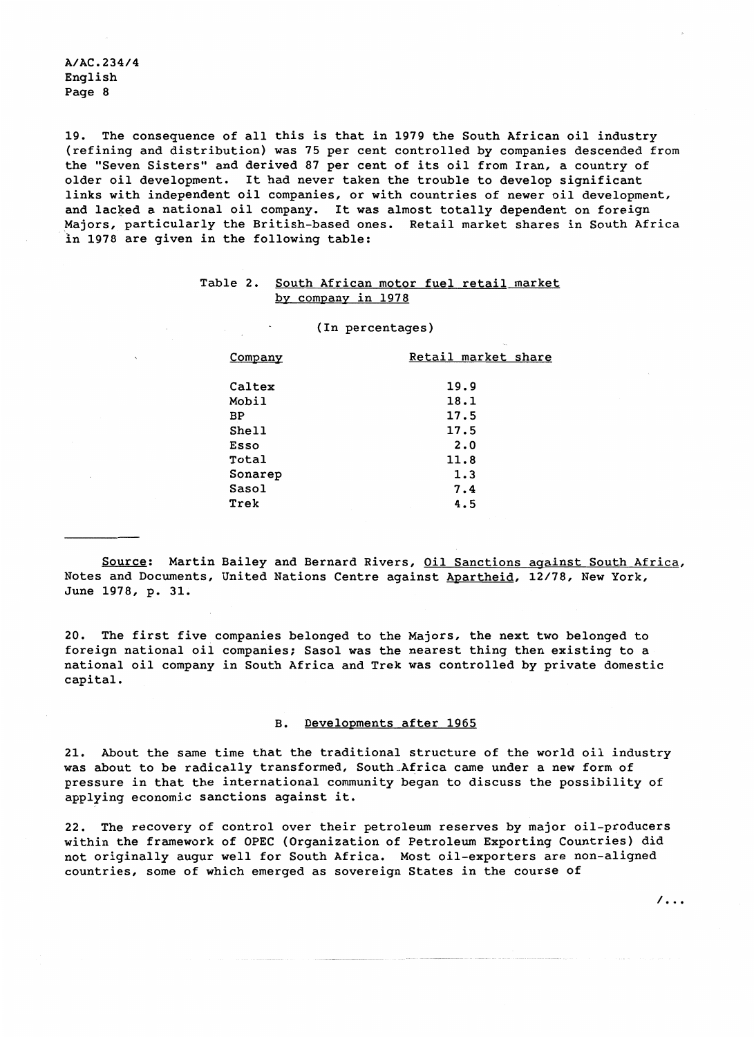19. The consequence of all this is that in 1979 the South African oil industry (refining and distribution) was 75 per cent controlled by companies descended from the "Seven Sisters" and derived 87 per cent of its oil from Iran, a country of older oil development. It had never taken the trouble to develop significant links with independent oil companies, or with countries of newer oil development, and lacked a national oil company. It was almost totally dependent on foreign Majors, particularly the British-based ones. Retail market shares in South Africa in 1978 are given in the following table:

Table 2. South African motor fuel retail market by company in 1978

(In percentages)

| Company | Retail market share |
|---|---|
| Caltex | 19.9 |
| Mobil | 18.1 |
| BP | 17.5 |
| Shell | 17.5 |
| Esso | 2.0 |
| Total | 11.8 |
| Sonarep | 1.3 |
| Sasol | 7.4 |
| Trek | 4.5 |

Source: Martin Bailey and Bernard Rivers, *Oil Sanctions against South Africa*, Notes and Documents, United Nations Centre against *Apartheid*, 12/78, New York, June 1978, p. 31.

20. The first five companies belonged to the Majors, the next two belonged to foreign national oil companies; Sasol was the nearest thing then existing to a national oil company in South Africa and Trek was controlled by private domestic capital.

## B. Developments after 1965

21. About the same time that the traditional structure of the world oil industry was about to be radically transformed, South Africa came under a new form of pressure in that the international community began to discuss the possibility of applying economic sanctions against it.

22. The recovery of control over their petroleum reserves by major oil-producers within the framework of OPEC (Organization of Petroleum Exporting Countries) did not originally augur well for South Africa. Most oil-exporters are non-aligned countries, some of which emerged as sovereign States in the course of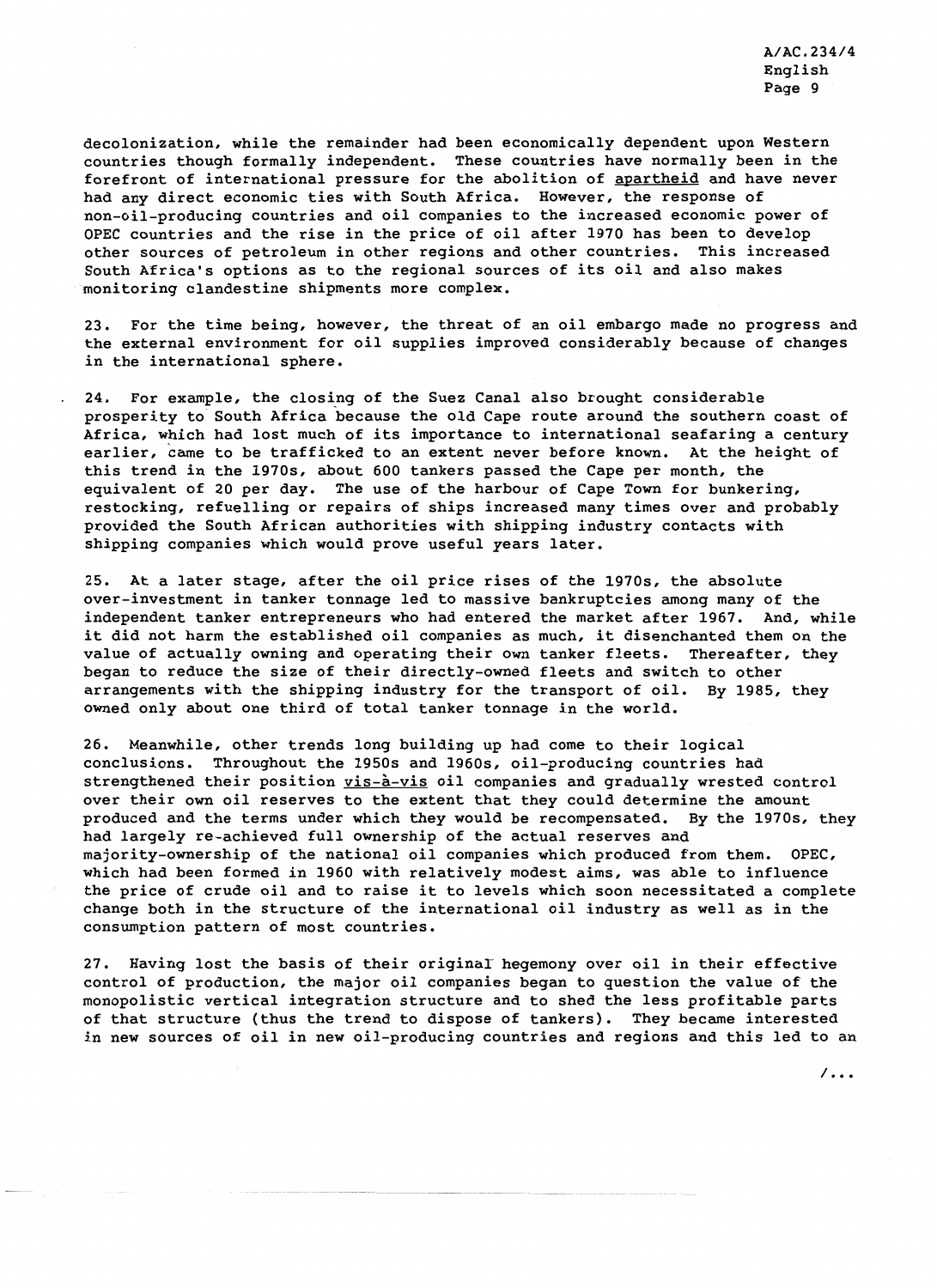decolonization, while the remainder had been economically dependent upon Western countries though formally independent. These countries have normally been in the forefront of international pressure for the abolition of _apartheid_ and have never had any direct economic ties with South Africa. However, the response of non-oil-producing countries and oil companies to the increased economic power of OPEC countries and the rise in the price of oil after 1970 has been to develop other sources of petroleum in other regions and other countries. This increased South Africa's options as to the regional sources of its oil and also makes monitoring clandestine shipments more complex.

23. For the time being, however, the threat of an oil embargo made no progress and the external environment for oil supplies improved considerably because of changes in the international sphere.

24. For example, the closing of the Suez Canal also brought considerable prosperity to South Africa because the old Cape route around the southern coast of Africa, which had lost much of its importance to international seafaring a century earlier, came to be trafficked to an extent never before known. At the height of this trend in the 1970s, about 600 tankers passed the Cape per month, the equivalent of 20 per day. The use of the harbour of Cape Town for bunkering, restocking, refuelling or repairs of ships increased many times over and probably provided the South African authorities with shipping industry contacts with shipping companies which would prove useful years later.

25. At a later stage, after the oil price rises of the 1970s, the absolute over-investment in tanker tonnage led to massive bankruptcies among many of the independent tanker entrepreneurs who had entered the market after 1967. And, while it did not harm the established oil companies as much, it disenchanted them on the value of actually owning and operating their own tanker fleets. Thereafter, they began to reduce the size of their directly-owned fleets and switch to other arrangements with the shipping industry for the transport of oil. By 1985, they owned only about one third of total tanker tonnage in the world.

26. Meanwhile, other trends long building up had come to their logical conclusions. Throughout the 1950s and 1960s, oil-producing countries had strengthened their position _vis-à-vis_ oil companies and gradually wrested control over their own oil reserves to the extent that they could determine the amount produced and the terms under which they would be recompensated. By the 1970s, they had largely re-achieved full ownership of the actual reserves and majority-ownership of the national oil companies which produced from them. OPEC, which had been formed in 1960 with relatively modest aims, was able to influence the price of crude oil and to raise it to levels which soon necessitated a complete change both in the structure of the international oil industry as well as in the consumption pattern of most countries.

27. Having lost the basis of their original hegemony over oil in their effective control of production, the major oil companies began to question the value of the monopolistic vertical integration structure and to shed the less profitable parts of that structure (thus the trend to dispose of tankers). They became interested in new sources of oil in new oil-producing countries and regions and this led to an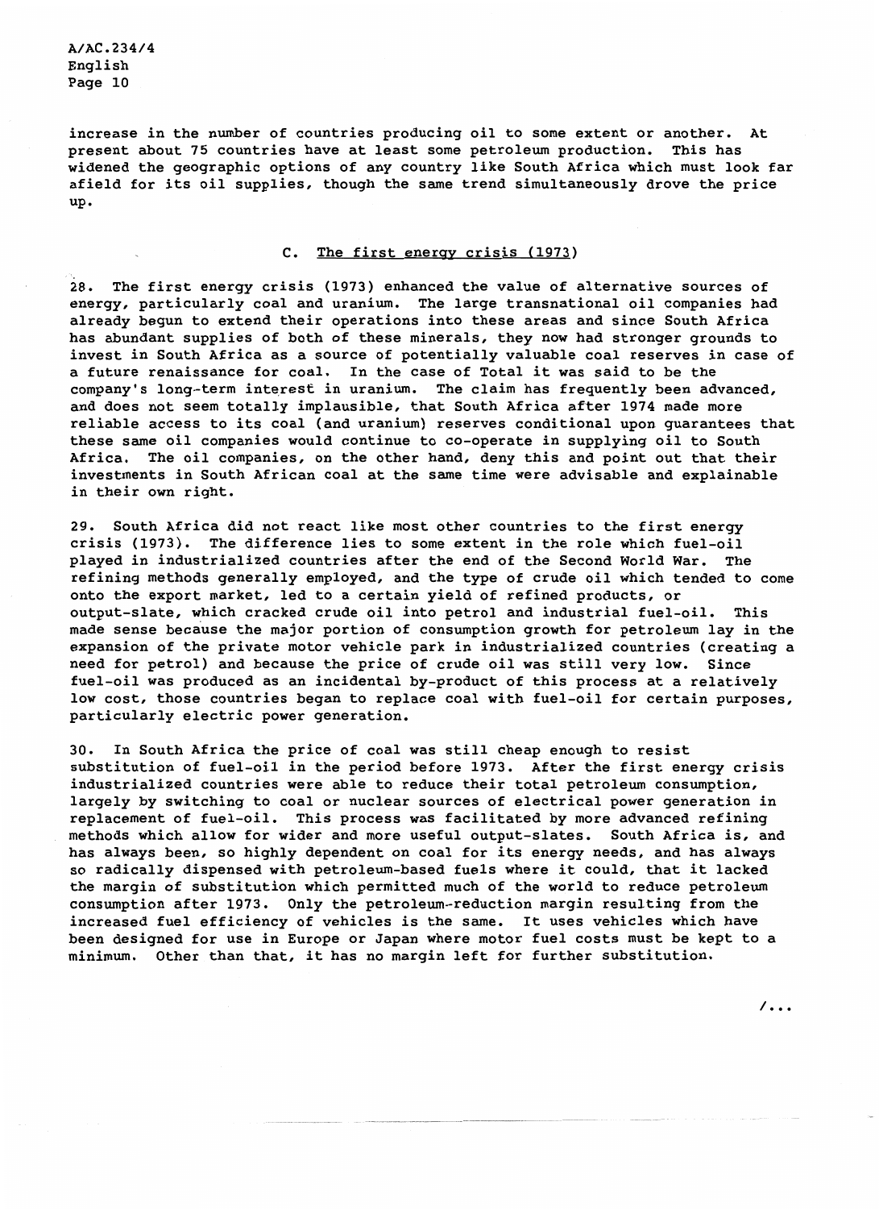increase in the number of countries producing oil to some extent or another. At present about 75 countries have at least some petroleum production. This has widened the geographic options of any country like South Africa which must look far afield for its oil supplies, though the same trend simultaneously drove the price up.

### C. The first energy crisis (1973)

28. The first energy crisis (1973) enhanced the value of alternative sources of energy, particularly coal and uranium. The large transnational oil companies had already begun to extend their operations into these areas and since South Africa has abundant supplies of both of these minerals, they now had stronger grounds to invest in South Africa as a source of potentially valuable coal reserves in case of a future renaissance for coal. In the case of Total it was said to be the company's long-term interest in uranium. The claim has frequently been advanced, and does not seem totally implausible, that South Africa after 1974 made more reliable access to its coal (and uranium) reserves conditional upon guarantees that these same oil companies would continue to co-operate in supplying oil to South Africa. The oil companies, on the other hand, deny this and point out that their investments in South African coal at the same time were advisable and explainable in their own right.

29. South Africa did not react like most other countries to the first energy crisis (1973). The difference lies to some extent in the role which fuel-oil played in industrialized countries after the end of the Second World War. The refining methods generally employed, and the type of crude oil which tended to come onto the export market, led to a certain yield of refined products, or output-slate, which cracked crude oil into petrol and industrial fuel-oil. This made sense because the major portion of consumption growth for petroleum lay in the expansion of the private motor vehicle park in industrialized countries (creating a need for petrol) and because the price of crude oil was still very low. Since fuel-oil was produced as an incidental by-product of this process at a relatively low cost, those countries began to replace coal with fuel-oil for certain purposes, particularly electric power generation.

30. In South Africa the price of coal was still cheap enough to resist substitution of fuel-oil in the period before 1973. After the first energy crisis industrialized countries were able to reduce their total petroleum consumption, largely by switching to coal or nuclear sources of electrical power generation in replacement of fuel-oil. This process was facilitated by more advanced refining methods which allow for wider and more useful output-slates. South Africa is, and has always been, so highly dependent on coal for its energy needs, and has always so radically dispensed with petroleum-based fuels where it could, that it lacked the margin of substitution which permitted much of the world to reduce petroleum consumption after 1973. Only the petroleum-reduction margin resulting from the increased fuel efficiency of vehicles is the same. It uses vehicles which have been designed for use in Europe or Japan where motor fuel costs must be kept to a minimum. Other than that, it has no margin left for further substitution.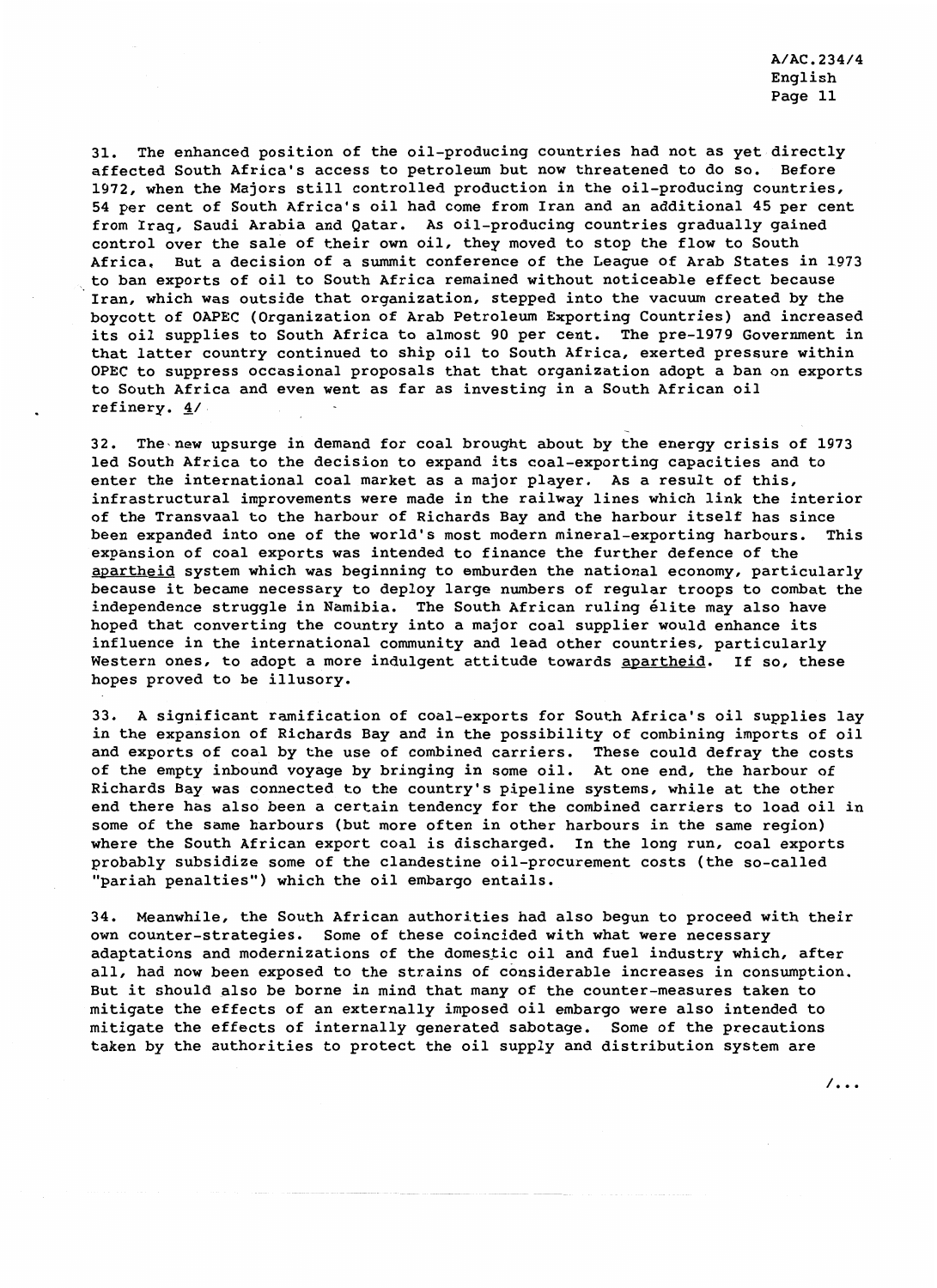31. The enhanced position of the oil-producing countries had not as yet directly affected South Africa's access to petroleum but now threatened to do so. Before 1972, when the Majors still controlled production in the oil-producing countries, 54 per cent of South Africa's oil had come from Iran and an additional 45 per cent from Iraq, Saudi Arabia and Qatar. As oil-producing countries gradually gained control over the sale of their own oil, they moved to stop the flow to South Africa. But a decision of a summit conference of the League of Arab States in 1973 to ban exports of oil to South Africa remained without noticeable effect because Iran, which was outside that organization, stepped into the vacuum created by the boycott of OAPEC (Organization of Arab Petroleum Exporting Countries) and increased its oil supplies to South Africa to almost 90 per cent. The pre-1979 Government in that latter country continued to ship oil to South Africa, exerted pressure within OPEC to suppress occasional proposals that that organization adopt a ban on exports to South Africa and even went as far as investing in a South African oil refinery. 4/

32. The new upsurge in demand for coal brought about by the energy crisis of 1973 led South Africa to the decision to expand its coal-exporting capacities and to enter the international coal market as a major player. As a result of this, infrastructural improvements were made in the railway lines which link the interior of the Transvaal to the harbour of Richards Bay and the harbour itself has since been expanded into one of the world's most modern mineral-exporting harbours. This expansion of coal exports was intended to finance the further defence of the _apartheid_ system which was beginning to emburden the national economy, particularly because it became necessary to deploy large numbers of regular troops to combat the independence struggle in Namibia. The South African ruling élite may also have hoped that converting the country into a major coal supplier would enhance its influence in the international community and lead other countries, particularly Western ones, to adopt a more indulgent attitude towards _apartheid_. If so, these hopes proved to be illusory.

33. A significant ramification of coal-exports for South Africa's oil supplies lay in the expansion of Richards Bay and in the possibility of combining imports of oil and exports of coal by the use of combined carriers. These could defray the costs of the empty inbound voyage by bringing in some oil. At one end, the harbour of Richards Bay was connected to the country's pipeline systems, while at the other end there has also been a certain tendency for the combined carriers to load oil in some of the same harbours (but more often in other harbours in the same region) where the South African export coal is discharged. In the long run, coal exports probably subsidize some of the clandestine oil-procurement costs (the so-called "pariah penalties") which the oil embargo entails.

34. Meanwhile, the South African authorities had also begun to proceed with their own counter-strategies. Some of these coincided with what were necessary adaptations and modernizations of the domestic oil and fuel industry which, after all, had now been exposed to the strains of considerable increases in consumption. But it should also be borne in mind that many of the counter-measures taken to mitigate the effects of an externally imposed oil embargo were also intended to mitigate the effects of internally generated sabotage. Some of the precautions taken by the authorities to protect the oil supply and distribution system are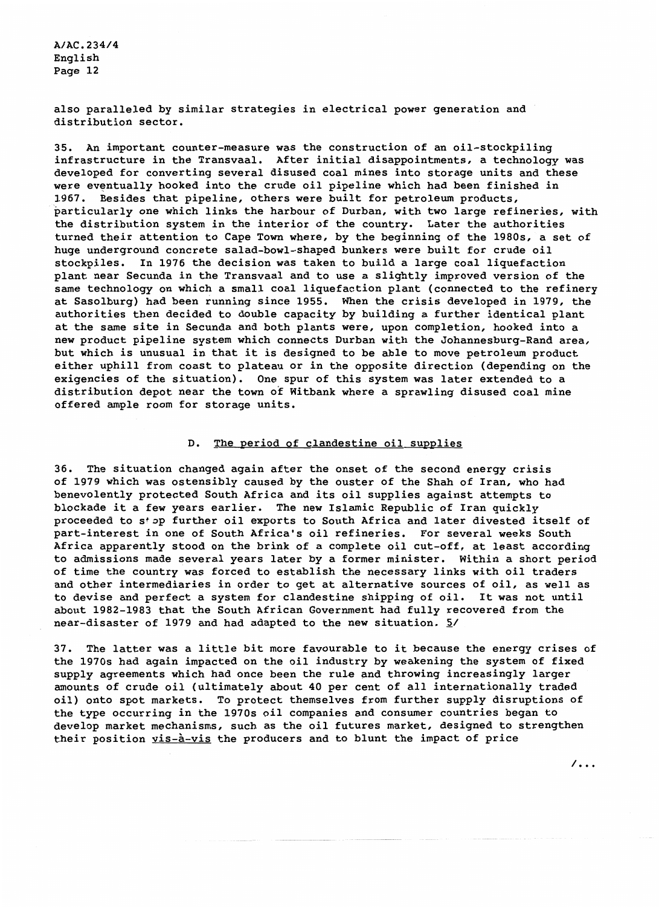also paralleled by similar strategies in electrical power generation and distribution sector.

35. An important counter-measure was the construction of an oil-stockpiling infrastructure in the Transvaal. After initial disappointments, a technology was developed for converting several disused coal mines into storage units and these were eventually hooked into the crude oil pipeline which had been finished in 1967. Besides that pipeline, others were built for petroleum products, particularly one which links the harbour of Durban, with two large refineries, with the distribution system in the interior of the country. Later the authorities turned their attention to Cape Town where, by the beginning of the 1980s, a set of huge underground concrete salad-bowl-shaped bunkers were built for crude oil stockpiles. In 1976 the decision was taken to build a large coal liquefaction plant near Secunda in the Transvaal and to use a slightly improved version of the same technology on which a small coal liquefaction plant (connected to the refinery at Sasolburg) had been running since 1955. When the crisis developed in 1979, the authorities then decided to double capacity by building a further identical plant at the same site in Secunda and both plants were, upon completion, hooked into a new product pipeline system which connects Durban with the Johannesburg-Rand area, but which is unusual in that it is designed to be able to move petroleum product either uphill from coast to plateau or in the opposite direction (depending on the exigencies of the situation). One spur of this system was later extended to a distribution depot near the town of Witbank where a sprawling disused coal mine offered ample room for storage units.

## D. The period of clandestine oil supplies

36. The situation changed again after the onset of the second energy crisis of 1979 which was ostensibly caused by the ouster of the Shah of Iran, who had benevolently protected South Africa and its oil supplies against attempts to blockade it a few years earlier. The new Islamic Republic of Iran quickly proceeded to stop further oil exports to South Africa and later divested itself of part-interest in one of South Africa's oil refineries. For several weeks South Africa apparently stood on the brink of a complete oil cut-off, at least according to admissions made several years later by a former minister. Within a short period of time the country was forced to establish the necessary links with oil traders and other intermediaries in order to get at alternative sources of oil, as well as to devise and perfect a system for clandestine shipping of oil. It was not until about 1982-1983 that the South African Government had fully recovered from the near-disaster of 1979 and had adapted to the new situation. 5/

37. The latter was a little bit more favourable to it because the energy crises of the 1970s had again impacted on the oil industry by weakening the system of fixed supply agreements which had once been the rule and throwing increasingly larger amounts of crude oil (ultimately about 40 per cent of all internationally traded oil) onto spot markets. To protect themselves from further supply disruptions of the type occurring in the 1970s oil companies and consumer countries began to develop market mechanisms, such as the oil futures market, designed to strengthen their position *vis-à-vis* the producers and to blunt the impact of price

/...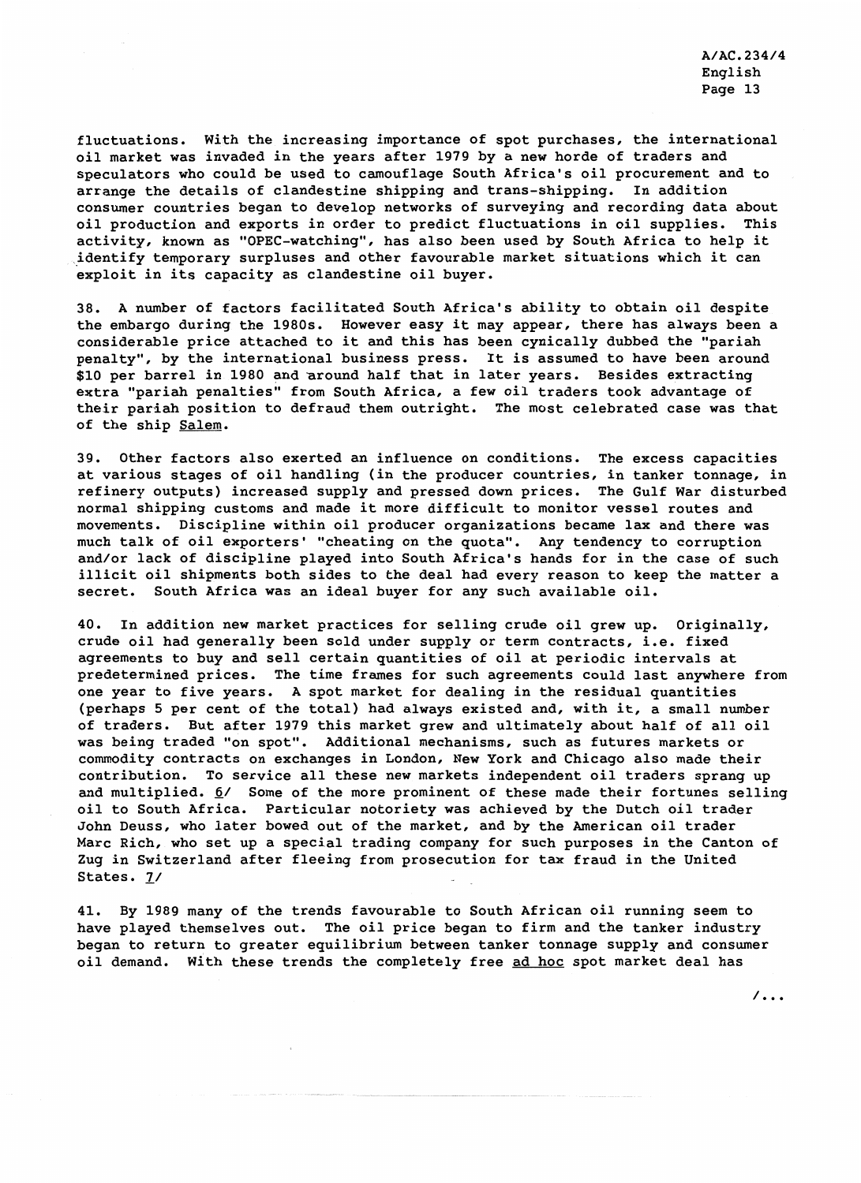fluctuations. With the increasing importance of spot purchases, the international oil market was invaded in the years after 1979 by a new horde of traders and speculators who could be used to camouflage South Africa's oil procurement and to arrange the details of clandestine shipping and trans-shipping. In addition consumer countries began to develop networks of surveying and recording data about oil production and exports in order to predict fluctuations in oil supplies. This activity, known as "OPEC-watching", has also been used by South Africa to help it identify temporary surpluses and other favourable market situations which it can exploit in its capacity as clandestine oil buyer.

38. A number of factors facilitated South Africa's ability to obtain oil despite the embargo during the 1980s. However easy it may appear, there has always been a considerable price attached to it and this has been cynically dubbed the "pariah penalty", by the international business press. It is assumed to have been around $10 per barrel in 1980 and around half that in later years. Besides extracting extra "pariah penalties" from South Africa, a few oil traders took advantage of their pariah position to defraud them outright. The most celebrated case was that of the ship _Salem_.

39. Other factors also exerted an influence on conditions. The excess capacities at various stages of oil handling (in the producer countries, in tanker tonnage, in refinery outputs) increased supply and pressed down prices. The Gulf War disturbed normal shipping customs and made it more difficult to monitor vessel routes and movements. Discipline within oil producer organizations became lax and there was much talk of oil exporters' "cheating on the quota". Any tendency to corruption and/or lack of discipline played into South Africa's hands for in the case of such illicit oil shipments both sides to the deal had every reason to keep the matter a secret. South Africa was an ideal buyer for any such available oil.

40. In addition new market practices for selling crude oil grew up. Originally, crude oil had generally been sold under supply or term contracts, i.e. fixed agreements to buy and sell certain quantities of oil at periodic intervals at predetermined prices. The time frames for such agreements could last anywhere from one year to five years. A spot market for dealing in the residual quantities (perhaps 5 per cent of the total) had always existed and, with it, a small number of traders. But after 1979 this market grew and ultimately about half of all oil was being traded "on spot". Additional mechanisms, such as futures markets or commodity contracts on exchanges in London, New York and Chicago also made their contribution. To service all these new markets independent oil traders sprang up and multiplied. 6/ Some of the more prominent of these made their fortunes selling oil to South Africa. Particular notoriety was achieved by the Dutch oil trader John Deuss, who later bowed out of the market, and by the American oil trader Marc Rich, who set up a special trading company for such purposes in the Canton of Zug in Switzerland after fleeing from prosecution for tax fraud in the United States. 7/

41. By 1989 many of the trends favourable to South African oil running seem to have played themselves out. The oil price began to firm and the tanker industry began to return to greater equilibrium between tanker tonnage supply and consumer oil demand. With these trends the completely free _ad hoc_ spot market deal has

/...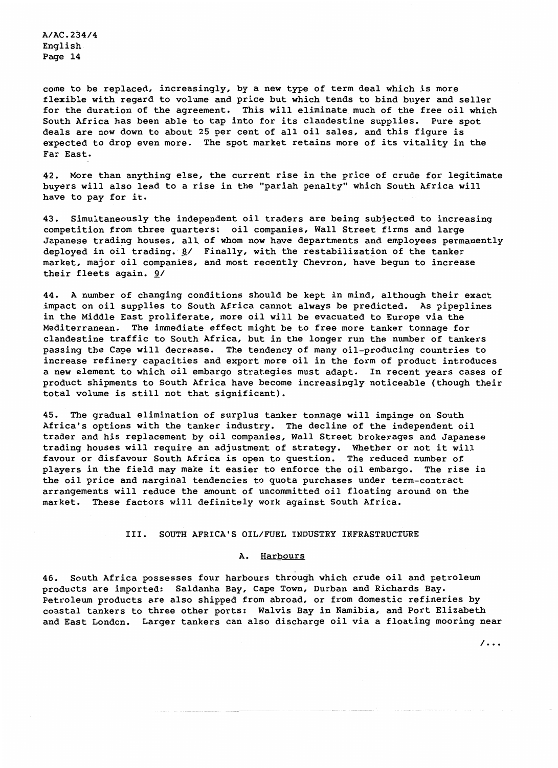come to be replaced, increasingly, by a new type of term deal which is more flexible with regard to volume and price but which tends to bind buyer and seller for the duration of the agreement. This will eliminate much of the free oil which South Africa has been able to tap into for its clandestine supplies. Pure spot deals are now down to about 25 per cent of all oil sales, and this figure is expected to drop even more. The spot market retains more of its vitality in the Far East.

42. More than anything else, the current rise in the price of crude for legitimate buyers will also lead to a rise in the "pariah penalty" which South Africa will have to pay for it.

43. Simultaneously the independent oil traders are being subjected to increasing competition from three quarters: oil companies, Wall Street firms and large Japanese trading houses, all of whom now have departments and employees permanently deployed in oil trading. 8/ Finally, with the restabilization of the tanker market, major oil companies, and most recently Chevron, have begun to increase their fleets again. 9/

44. A number of changing conditions should be kept in mind, although their exact impact on oil supplies to South Africa cannot always be predicted. As pipelines in the Middle East proliferate, more oil will be evacuated to Europe via the Mediterranean. The immediate effect might be to free more tanker tonnage for clandestine traffic to South Africa, but in the longer run the number of tankers passing the Cape will decrease. The tendency of many oil-producing countries to increase refinery capacities and export more oil in the form of product introduces a new element to which oil embargo strategies must adapt. In recent years cases of product shipments to South Africa have become increasingly noticeable (though their total volume is still not that significant).

45. The gradual elimination of surplus tanker tonnage will impinge on South Africa's options with the tanker industry. The decline of the independent oil trader and his replacement by oil companies, Wall Street brokerages and Japanese trading houses will require an adjustment of strategy. Whether or not it will favour or disfavour South Africa is open to question. The reduced number of players in the field may make it easier to enforce the oil embargo. The rise in the oil price and marginal tendencies to quota purchases under term-contract arrangements will reduce the amount of uncommitted oil floating around on the market. These factors will definitely work against South Africa.

## III. SOUTH AFRICA'S OIL/FUEL INDUSTRY INFRASTRUCTURE

### A. Harbours

46. South Africa possesses four harbours through which crude oil and petroleum products are imported: Saldanha Bay, Cape Town, Durban and Richards Bay. Petroleum products are also shipped from abroad, or from domestic refineries by coastal tankers to three other ports: Walvis Bay in Namibia, and Port Elizabeth and East London. Larger tankers can also discharge oil via a floating mooring near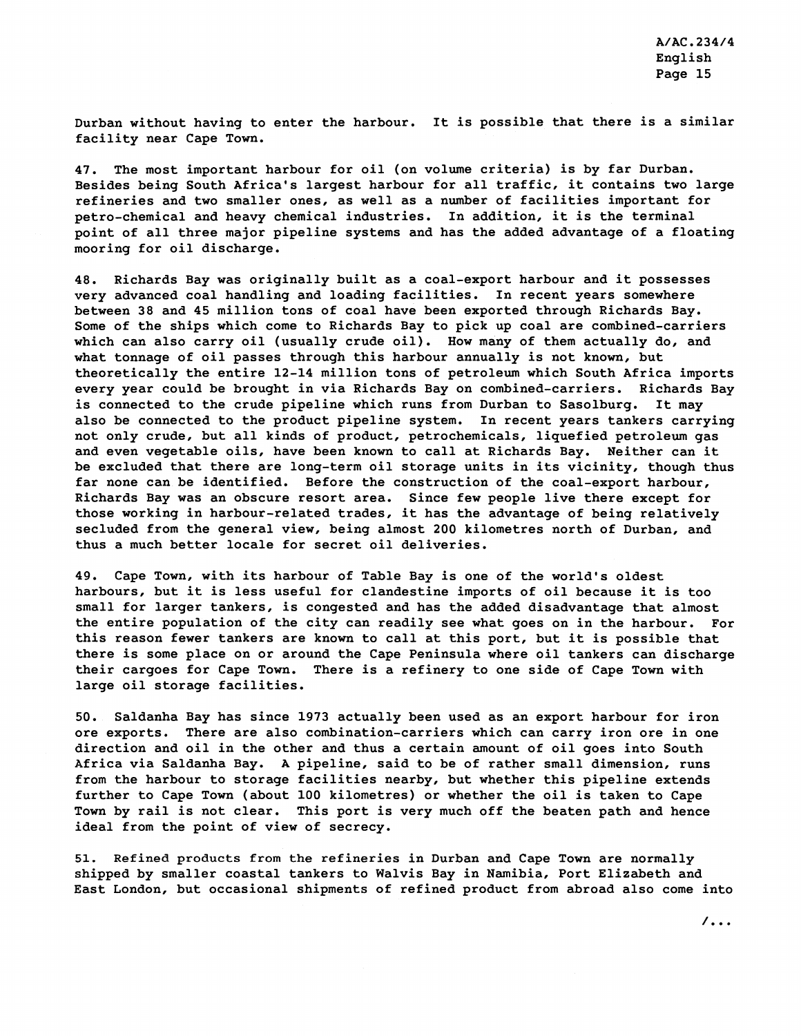Durban without having to enter the harbour. It is possible that there is a similar facility near Cape Town.

47. The most important harbour for oil (on volume criteria) is by far Durban. Besides being South Africa's largest harbour for all traffic, it contains two large refineries and two smaller ones, as well as a number of facilities important for petro-chemical and heavy chemical industries. In addition, it is the terminal point of all three major pipeline systems and has the added advantage of a floating mooring for oil discharge.

48. Richards Bay was originally built as a coal-export harbour and it possesses very advanced coal handling and loading facilities. In recent years somewhere between 38 and 45 million tons of coal have been exported through Richards Bay. Some of the ships which come to Richards Bay to pick up coal are combined-carriers which can also carry oil (usually crude oil). How many of them actually do, and what tonnage of oil passes through this harbour annually is not known, but theoretically the entire 12-14 million tons of petroleum which South Africa imports every year could be brought in via Richards Bay on combined-carriers. Richards Bay is connected to the crude pipeline which runs from Durban to Sasolburg. It may also be connected to the product pipeline system. In recent years tankers carrying not only crude, but all kinds of product, petrochemicals, liquefied petroleum gas and even vegetable oils, have been known to call at Richards Bay. Neither can it be excluded that there are long-term oil storage units in its vicinity, though thus far none can be identified. Before the construction of the coal-export harbour, Richards Bay was an obscure resort area. Since few people live there except for those working in harbour-related trades, it has the advantage of being relatively secluded from the general view, being almost 200 kilometres north of Durban, and thus a much better locale for secret oil deliveries.

49. Cape Town, with its harbour of Table Bay is one of the world's oldest harbours, but it is less useful for clandestine imports of oil because it is too small for larger tankers, is congested and has the added disadvantage that almost the entire population of the city can readily see what goes on in the harbour. For this reason fewer tankers are known to call at this port, but it is possible that there is some place on or around the Cape Peninsula where oil tankers can discharge their cargoes for Cape Town. There is a refinery to one side of Cape Town with large oil storage facilities.

50. Saldanha Bay has since 1973 actually been used as an export harbour for iron ore exports. There are also combination-carriers which can carry iron ore in one direction and oil in the other and thus a certain amount of oil goes into South Africa via Saldanha Bay. A pipeline, said to be of rather small dimension, runs from the harbour to storage facilities nearby, but whether this pipeline extends further to Cape Town (about 100 kilometres) or whether the oil is taken to Cape Town by rail is not clear. This port is very much off the beaten path and hence ideal from the point of view of secrecy.

51. Refined products from the refineries in Durban and Cape Town are normally shipped by smaller coastal tankers to Walvis Bay in Namibia, Port Elizabeth and East London, but occasional shipments of refined product from abroad also come into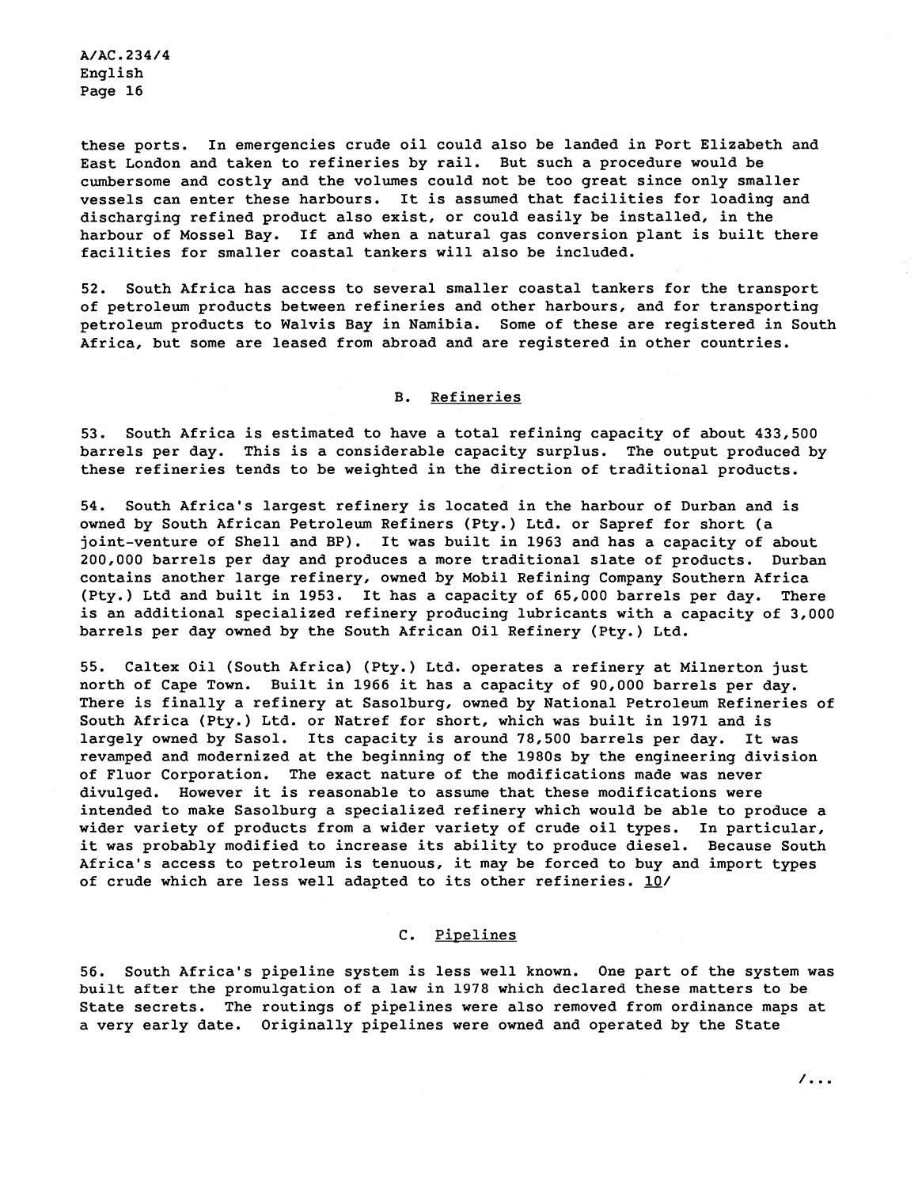these ports. In emergencies crude oil could also be landed in Port Elizabeth and East London and taken to refineries by rail. But such a procedure would be cumbersome and costly and the volumes could not be too great since only smaller vessels can enter these harbours. It is assumed that facilities for loading and discharging refined product also exist, or could easily be installed, in the harbour of Mossel Bay. If and when a natural gas conversion plant is built there facilities for smaller coastal tankers will also be included.

52. South Africa has access to several smaller coastal tankers for the transport of petroleum products between refineries and other harbours, and for transporting petroleum products to Walvis Bay in Namibia. Some of these are registered in South Africa, but some are leased from abroad and are registered in other countries.

## B. Refineries

53. South Africa is estimated to have a total refining capacity of about 433,500 barrels per day. This is a considerable capacity surplus. The output produced by these refineries tends to be weighted in the direction of traditional products.

54. South Africa's largest refinery is located in the harbour of Durban and is owned by South African Petroleum Refiners (Pty.) Ltd. or Sapref for short (a joint-venture of Shell and BP). It was built in 1963 and has a capacity of about 200,000 barrels per day and produces a more traditional slate of products. Durban contains another large refinery, owned by Mobil Refining Company Southern Africa (Pty.) Ltd and built in 1953. It has a capacity of 65,000 barrels per day. There is an additional specialized refinery producing lubricants with a capacity of 3,000 barrels per day owned by the South African Oil Refinery (Pty.) Ltd.

55. Caltex Oil (South Africa) (Pty.) Ltd. operates a refinery at Milnerton just north of Cape Town. Built in 1966 it has a capacity of 90,000 barrels per day. There is finally a refinery at Sasolburg, owned by National Petroleum Refineries of South Africa (Pty.) Ltd. or Natref for short, which was built in 1971 and is largely owned by Sasol. Its capacity is around 78,500 barrels per day. It was revamped and modernized at the beginning of the 1980s by the engineering division of Fluor Corporation. The exact nature of the modifications made was never divulged. However it is reasonable to assume that these modifications were intended to make Sasolburg a specialized refinery which would be able to produce a wider variety of products from a wider variety of crude oil types. In particular, it was probably modified to increase its ability to produce diesel. Because South Africa's access to petroleum is tenuous, it may be forced to buy and import types of crude which are less well adapted to its other refineries. 10/

## C. Pipelines

56. South Africa's pipeline system is less well known. One part of the system was built after the promulgation of a law in 1978 which declared these matters to be State secrets. The routings of pipelines were also removed from ordinance maps at a very early date. Originally pipelines were owned and operated by the State

/...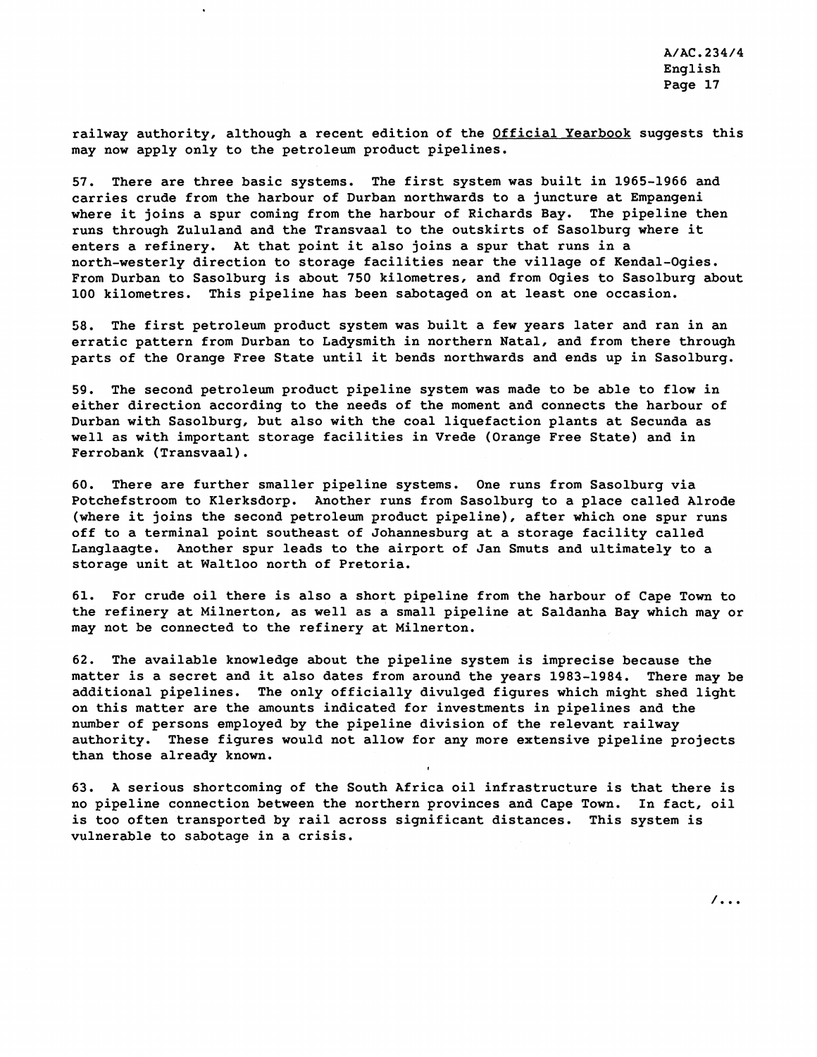railway authority, although a recent edition of the Official Yearbook suggests this may now apply only to the petroleum product pipelines.

57. There are three basic systems. The first system was built in 1965-1966 and carries crude from the harbour of Durban northwards to a juncture at Empangeni where it joins a spur coming from the harbour of Richards Bay. The pipeline then runs through Zululand and the Transvaal to the outskirts of Sasolburg where it enters a refinery. At that point it also joins a spur that runs in a north-westerly direction to storage facilities near the village of Kendal-Ogies. From Durban to Sasolburg is about 750 kilometres, and from Ogies to Sasolburg about 100 kilometres. This pipeline has been sabotaged on at least one occasion.

58. The first petroleum product system was built a few years later and ran in an erratic pattern from Durban to Ladysmith in northern Natal, and from there through parts of the Orange Free State until it bends northwards and ends up in Sasolburg.

59. The second petroleum product pipeline system was made to be able to flow in either direction according to the needs of the moment and connects the harbour of Durban with Sasolburg, but also with the coal liquefaction plants at Secunda as well as with important storage facilities in Vrede (Orange Free State) and in Ferrobank (Transvaal).

60. There are further smaller pipeline systems. One runs from Sasolburg via Potchefstroom to Klerksdorp. Another runs from Sasolburg to a place called Alrode (where it joins the second petroleum product pipeline), after which one spur runs off to a terminal point southeast of Johannesburg at a storage facility called Langlaagte. Another spur leads to the airport of Jan Smuts and ultimately to a storage unit at Waltloo north of Pretoria.

61. For crude oil there is also a short pipeline from the harbour of Cape Town to the refinery at Milnerton, as well as a small pipeline at Saldanha Bay which may or may not be connected to the refinery at Milnerton.

62. The available knowledge about the pipeline system is imprecise because the matter is a secret and it also dates from around the years 1983-1984. There may be additional pipelines. The only officially divulged figures which might shed light on this matter are the amounts indicated for investments in pipelines and the number of persons employed by the pipeline division of the relevant railway authority. These figures would not allow for any more extensive pipeline projects than those already known.

63. A serious shortcoming of the South Africa oil infrastructure is that there is no pipeline connection between the northern provinces and Cape Town. In fact, oil is too often transported by rail across significant distances. This system is vulnerable to sabotage in a crisis.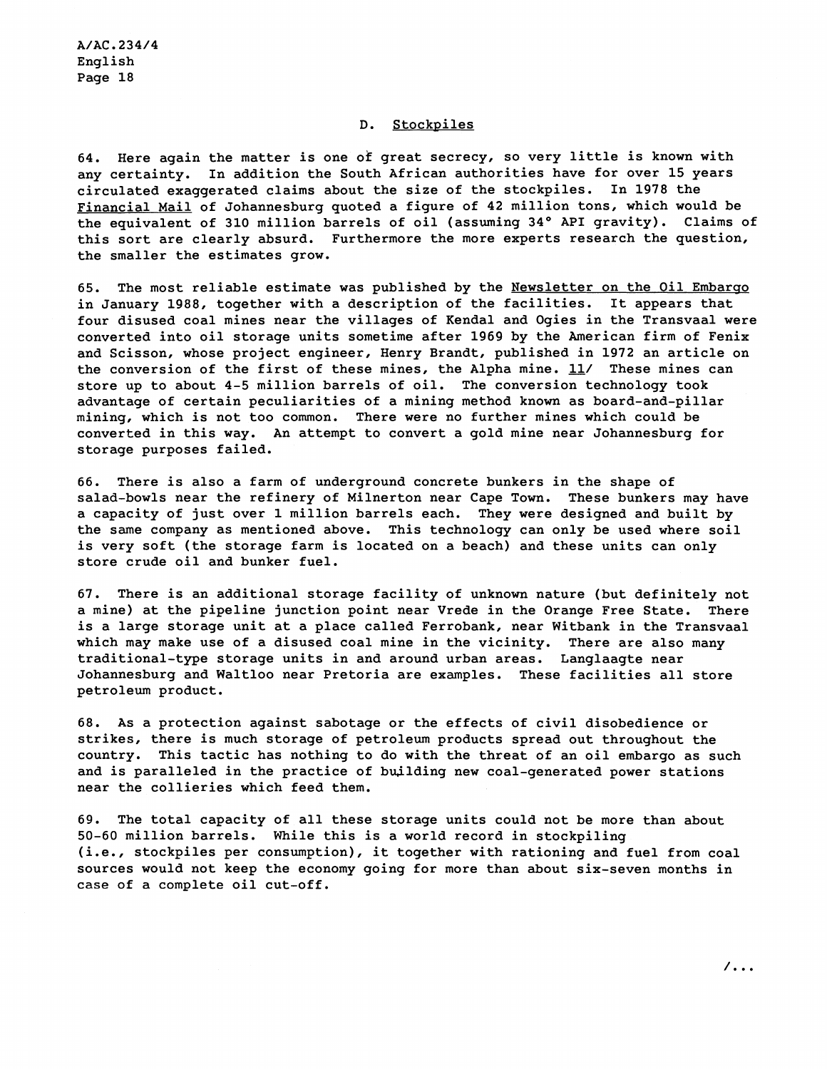## D. Stockpiles

64. Here again the matter is one of great secrecy, so very little is known with any certainty. In addition the South African authorities have for over 15 years circulated exaggerated claims about the size of the stockpiles. In 1978 the Financial Mail of Johannesburg quoted a figure of 42 million tons, which would be the equivalent of 310 million barrels of oil (assuming 34° API gravity). Claims of this sort are clearly absurd. Furthermore the more experts research the question, the smaller the estimates grow.

65. The most reliable estimate was published by the Newsletter on the Oil Embargo in January 1988, together with a description of the facilities. It appears that four disused coal mines near the villages of Kendal and Ogies in the Transvaal were converted into oil storage units sometime after 1969 by the American firm of Fenix and Scisson, whose project engineer, Henry Brandt, published in 1972 an article on the conversion of the first of these mines, the Alpha mine. 11/ These mines can store up to about 4-5 million barrels of oil. The conversion technology took advantage of certain peculiarities of a mining method known as board-and-pillar mining, which is not too common. There were no further mines which could be converted in this way. An attempt to convert a gold mine near Johannesburg for storage purposes failed.

66. There is also a farm of underground concrete bunkers in the shape of salad-bowls near the refinery of Milnerton near Cape Town. These bunkers may have a capacity of just over 1 million barrels each. They were designed and built by the same company as mentioned above. This technology can only be used where soil is very soft (the storage farm is located on a beach) and these units can only store crude oil and bunker fuel.

67. There is an additional storage facility of unknown nature (but definitely not a mine) at the pipeline junction point near Vrede in the Orange Free State. There is a large storage unit at a place called Ferrobank, near Witbank in the Transvaal which may make use of a disused coal mine in the vicinity. There are also many traditional-type storage units in and around urban areas. Langlaagte near Johannesburg and Waltloo near Pretoria are examples. These facilities all store petroleum product.

68. As a protection against sabotage or the effects of civil disobedience or strikes, there is much storage of petroleum products spread out throughout the country. This tactic has nothing to do with the threat of an oil embargo as such and is paralleled in the practice of building new coal-generated power stations near the collieries which feed them.

69. The total capacity of all these storage units could not be more than about 50-60 million barrels. While this is a world record in stockpiling (i.e., stockpiles per consumption), it together with rationing and fuel from coal sources would not keep the economy going for more than about six-seven months in case of a complete oil cut-off.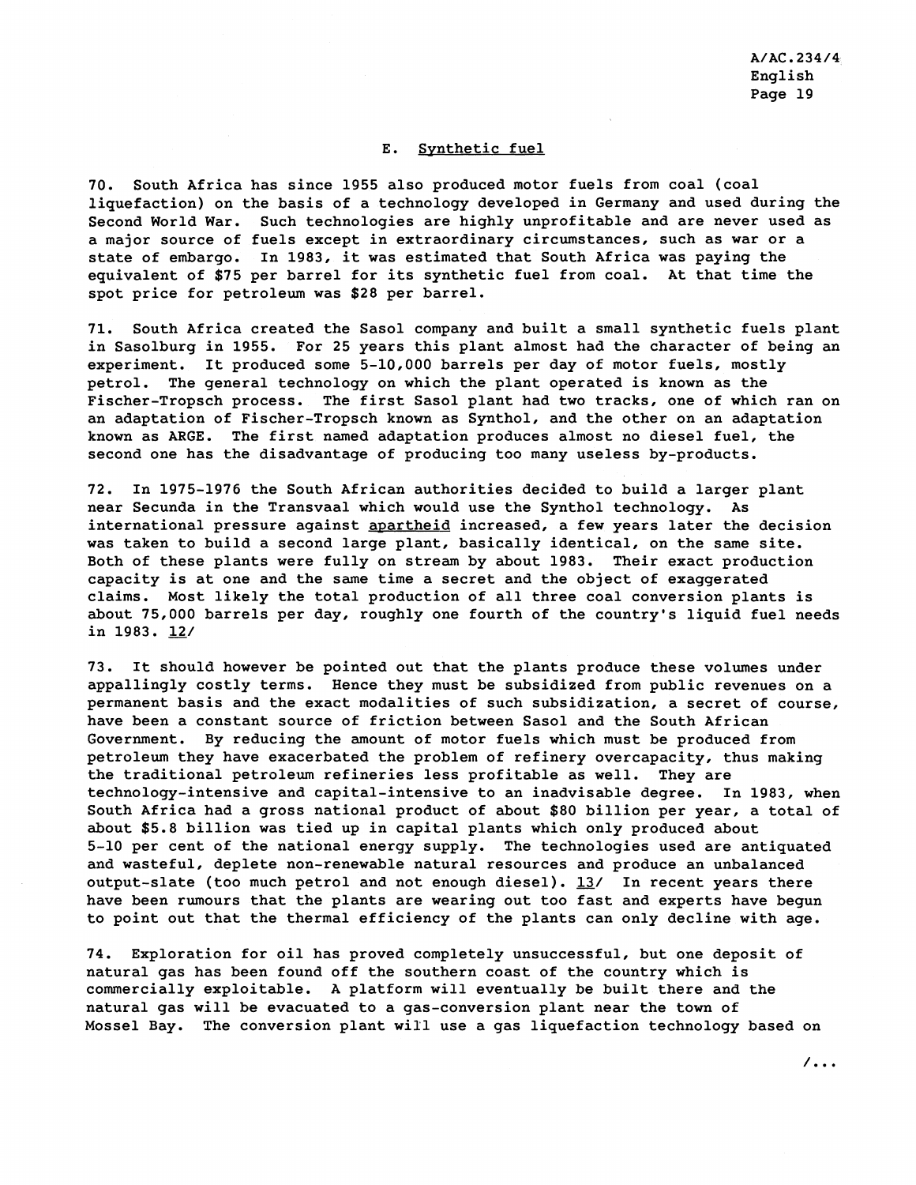### E. Synthetic fuel

70. South Africa has since 1955 also produced motor fuels from coal (coal liquefaction) on the basis of a technology developed in Germany and used during the Second World War. Such technologies are highly unprofitable and are never used as a major source of fuels except in extraordinary circumstances, such as war or a state of embargo. In 1983, it was estimated that South Africa was paying the equivalent of $75 per barrel for its synthetic fuel from coal. At that time the spot price for petroleum was $28 per barrel.

71. South Africa created the Sasol company and built a small synthetic fuels plant in Sasolburg in 1955. For 25 years this plant almost had the character of being an experiment. It produced some 5-10,000 barrels per day of motor fuels, mostly petrol. The general technology on which the plant operated is known as the Fischer-Tropsch process. The first Sasol plant had two tracks, one of which ran on an adaptation of Fischer-Tropsch known as Synthol, and the other on an adaptation known as ARGE. The first named adaptation produces almost no diesel fuel, the second one has the disadvantage of producing too many useless by-products.

72. In 1975-1976 the South African authorities decided to build a larger plant near Secunda in the Transvaal which would use the Synthol technology. As international pressure against _apartheid_ increased, a few years later the decision was taken to build a second large plant, basically identical, on the same site. Both of these plants were fully on stream by about 1983. Their exact production capacity is at one and the same time a secret and the object of exaggerated claims. Most likely the total production of all three coal conversion plants is about 75,000 barrels per day, roughly one fourth of the country's liquid fuel needs in 1983. 12/

73. It should however be pointed out that the plants produce these volumes under appallingly costly terms. Hence they must be subsidized from public revenues on a permanent basis and the exact modalities of such subsidization, a secret of course, have been a constant source of friction between Sasol and the South African Government. By reducing the amount of motor fuels which must be produced from petroleum they have exacerbated the problem of refinery overcapacity, thus making the traditional petroleum refineries less profitable as well. They are technology-intensive and capital-intensive to an inadvisable degree. In 1983, when South Africa had a gross national product of about $80 billion per year, a total of about $5.8 billion was tied up in capital plants which only produced about 5-10 per cent of the national energy supply. The technologies used are antiquated and wasteful, deplete non-renewable natural resources and produce an unbalanced output-slate (too much petrol and not enough diesel). 13/ In recent years there have been rumours that the plants are wearing out too fast and experts have begun to point out that the thermal efficiency of the plants can only decline with age.

74. Exploration for oil has proved completely unsuccessful, but one deposit of natural gas has been found off the southern coast of the country which is commercially exploitable. A platform will eventually be built there and the natural gas will be evacuated to a gas-conversion plant near the town of Mossel Bay. The conversion plant will use a gas liquefaction technology based on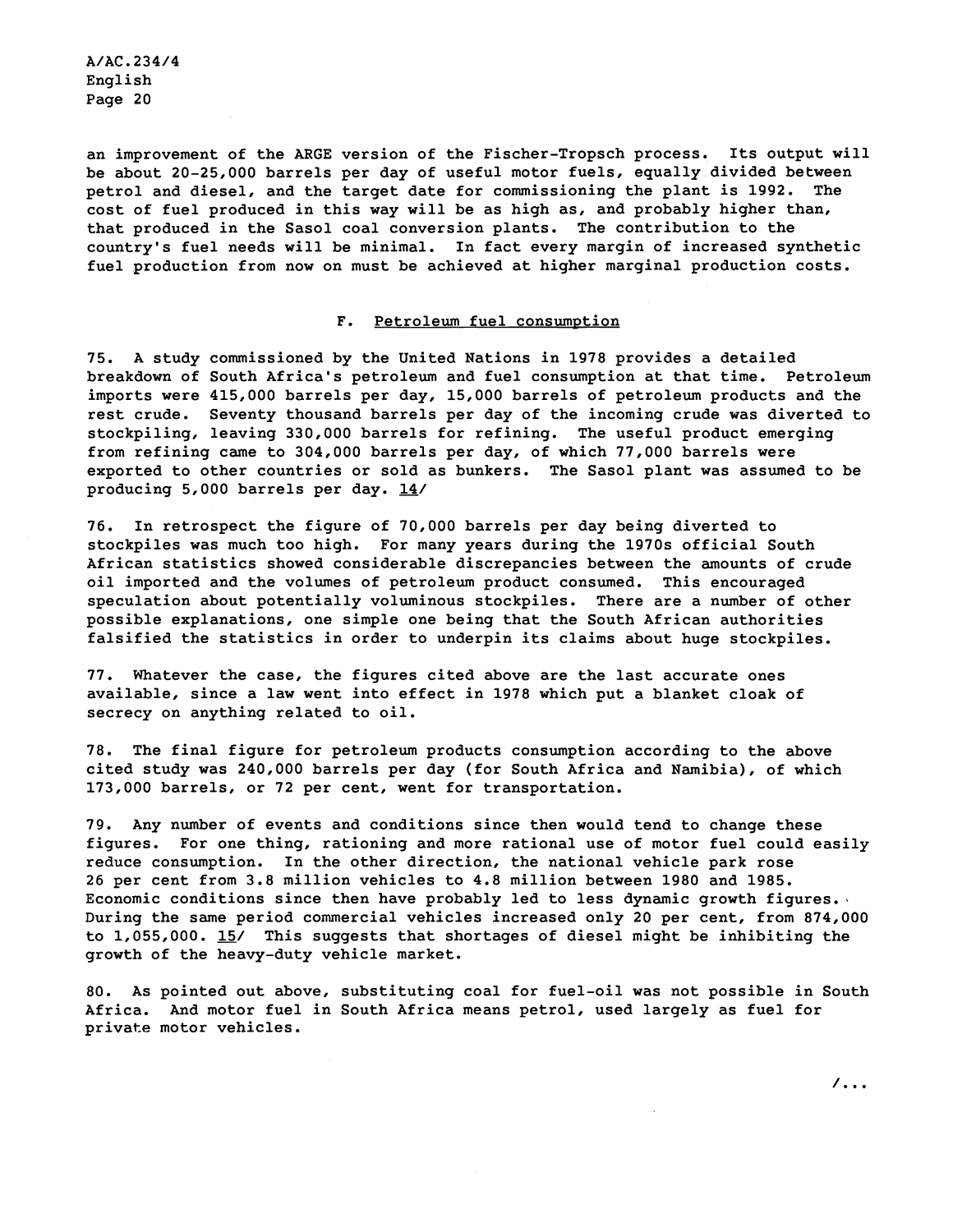an improvement of the ARGE version of the Fischer-Tropsch process. Its output will be about 20-25,000 barrels per day of useful motor fuels, equally divided between petrol and diesel, and the target date for commissioning the plant is 1992. The cost of fuel produced in this way will be as high as, and probably higher than, that produced in the Sasol coal conversion plants. The contribution to the country's fuel needs will be minimal. In fact every margin of increased synthetic fuel production from now on must be achieved at higher marginal production costs.

## F. Petroleum fuel consumption

75. A study commissioned by the United Nations in 1978 provides a detailed breakdown of South Africa's petroleum and fuel consumption at that time. Petroleum imports were 415,000 barrels per day, 15,000 barrels of petroleum products and the rest crude. Seventy thousand barrels per day of the incoming crude was diverted to stockpiling, leaving 330,000 barrels for refining. The useful product emerging from refining came to 304,000 barrels per day, of which 77,000 barrels were exported to other countries or sold as bunkers. The Sasol plant was assumed to be producing 5,000 barrels per day. 14/

76. In retrospect the figure of 70,000 barrels per day being diverted to stockpiles was much too high. For many years during the 1970s official South African statistics showed considerable discrepancies between the amounts of crude oil imported and the volumes of petroleum product consumed. This encouraged speculation about potentially voluminous stockpiles. There are a number of other possible explanations, one simple one being that the South African authorities falsified the statistics in order to underpin its claims about huge stockpiles.

77. Whatever the case, the figures cited above are the last accurate ones available, since a law went into effect in 1978 which put a blanket cloak of secrecy on anything related to oil.

78. The final figure for petroleum products consumption according to the above cited study was 240,000 barrels per day (for South Africa and Namibia), of which 173,000 barrels, or 72 per cent, went for transportation.

79. Any number of events and conditions since then would tend to change these figures. For one thing, rationing and more rational use of motor fuel could easily reduce consumption. In the other direction, the national vehicle park rose 26 per cent from 3.8 million vehicles to 4.8 million between 1980 and 1985. Economic conditions since then have probably led to less dynamic growth figures. During the same period commercial vehicles increased only 20 per cent, from 874,000 to 1,055,000. 15/ This suggests that shortages of diesel might be inhibiting the growth of the heavy-duty vehicle market.

80. As pointed out above, substituting coal for fuel-oil was not possible in South Africa. And motor fuel in South Africa means petrol, used largely as fuel for private motor vehicles.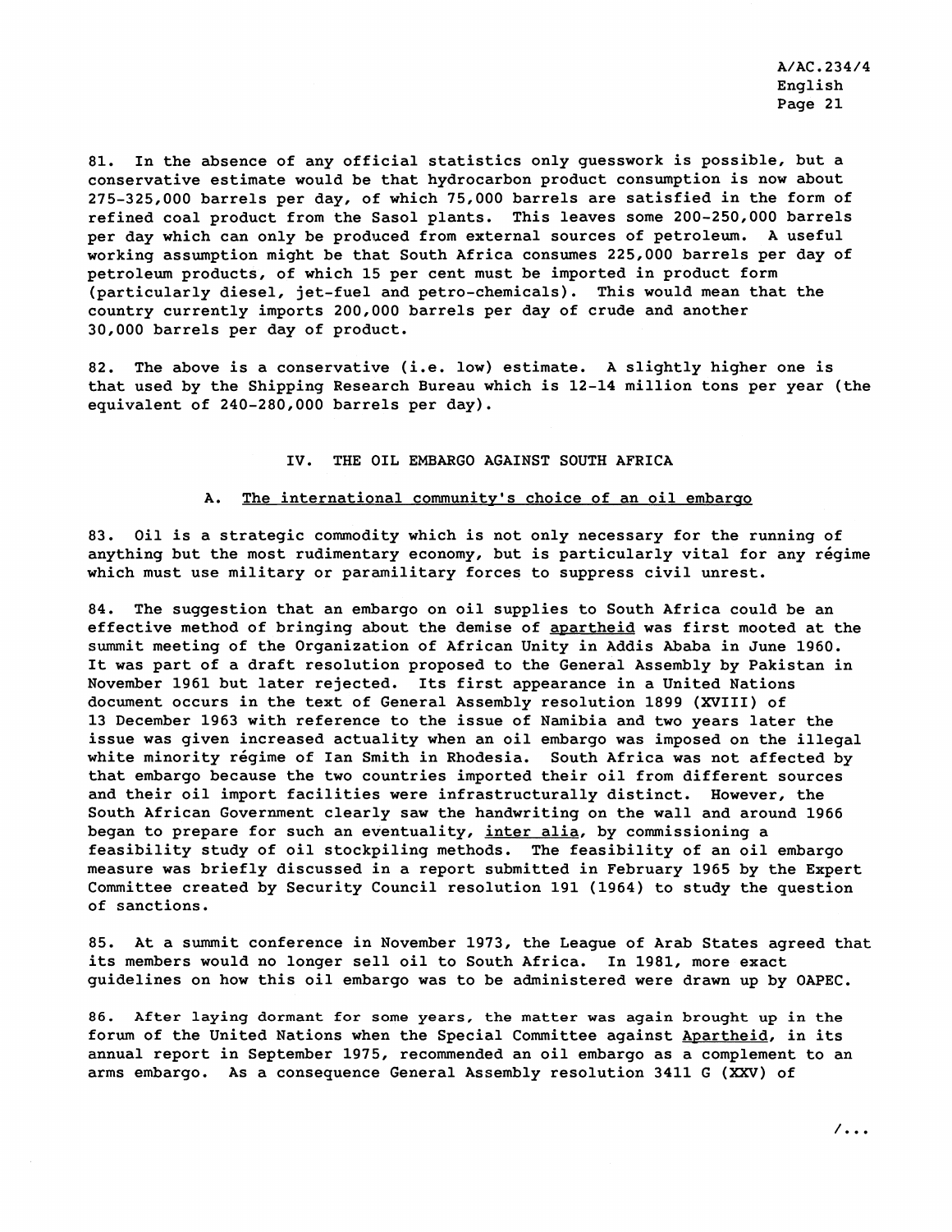81. In the absence of any official statistics only guesswork is possible, but a conservative estimate would be that hydrocarbon product consumption is now about 275-325,000 barrels per day, of which 75,000 barrels are satisfied in the form of refined coal product from the Sasol plants. This leaves some 200-250,000 barrels per day which can only be produced from external sources of petroleum. A useful working assumption might be that South Africa consumes 225,000 barrels per day of petroleum products, of which 15 per cent must be imported in product form (particularly diesel, jet-fuel and petro-chemicals). This would mean that the country currently imports 200,000 barrels per day of crude and another 30,000 barrels per day of product.

82. The above is a conservative (i.e. low) estimate. A slightly higher one is that used by the Shipping Research Bureau which is 12-14 million tons per year (the equivalent of 240-280,000 barrels per day).

## IV. THE OIL EMBARGO AGAINST SOUTH AFRICA

### A. The international community's choice of an oil embargo

83. Oil is a strategic commodity which is not only necessary for the running of anything but the most rudimentary economy, but is particularly vital for any régime which must use military or paramilitary forces to suppress civil unrest.

84. The suggestion that an embargo on oil supplies to South Africa could be an effective method of bringing about the demise of *apartheid* was first mooted at the summit meeting of the Organization of African Unity in Addis Ababa in June 1960. It was part of a draft resolution proposed to the General Assembly by Pakistan in November 1961 but later rejected. Its first appearance in a United Nations document occurs in the text of General Assembly resolution 1899 (XVIII) of 13 December 1963 with reference to the issue of Namibia and two years later the issue was given increased actuality when an oil embargo was imposed on the illegal white minority régime of Ian Smith in Rhodesia. South Africa was not affected by that embargo because the two countries imported their oil from different sources and their oil import facilities were infrastructurally distinct. However, the South African Government clearly saw the handwriting on the wall and around 1966 began to prepare for such an eventuality, *inter alia*, by commissioning a feasibility study of oil stockpiling methods. The feasibility of an oil embargo measure was briefly discussed in a report submitted in February 1965 by the Expert Committee created by Security Council resolution 191 (1964) to study the question of sanctions.

85. At a summit conference in November 1973, the League of Arab States agreed that its members would no longer sell oil to South Africa. In 1981, more exact guidelines on how this oil embargo was to be administered were drawn up by OAPEC.

86. After laying dormant for some years, the matter was again brought up in the forum of the United Nations when the Special Committee against *Apartheid*, in its annual report in September 1975, recommended an oil embargo as a complement to an arms embargo. As a consequence General Assembly resolution 3411 G (XXV) of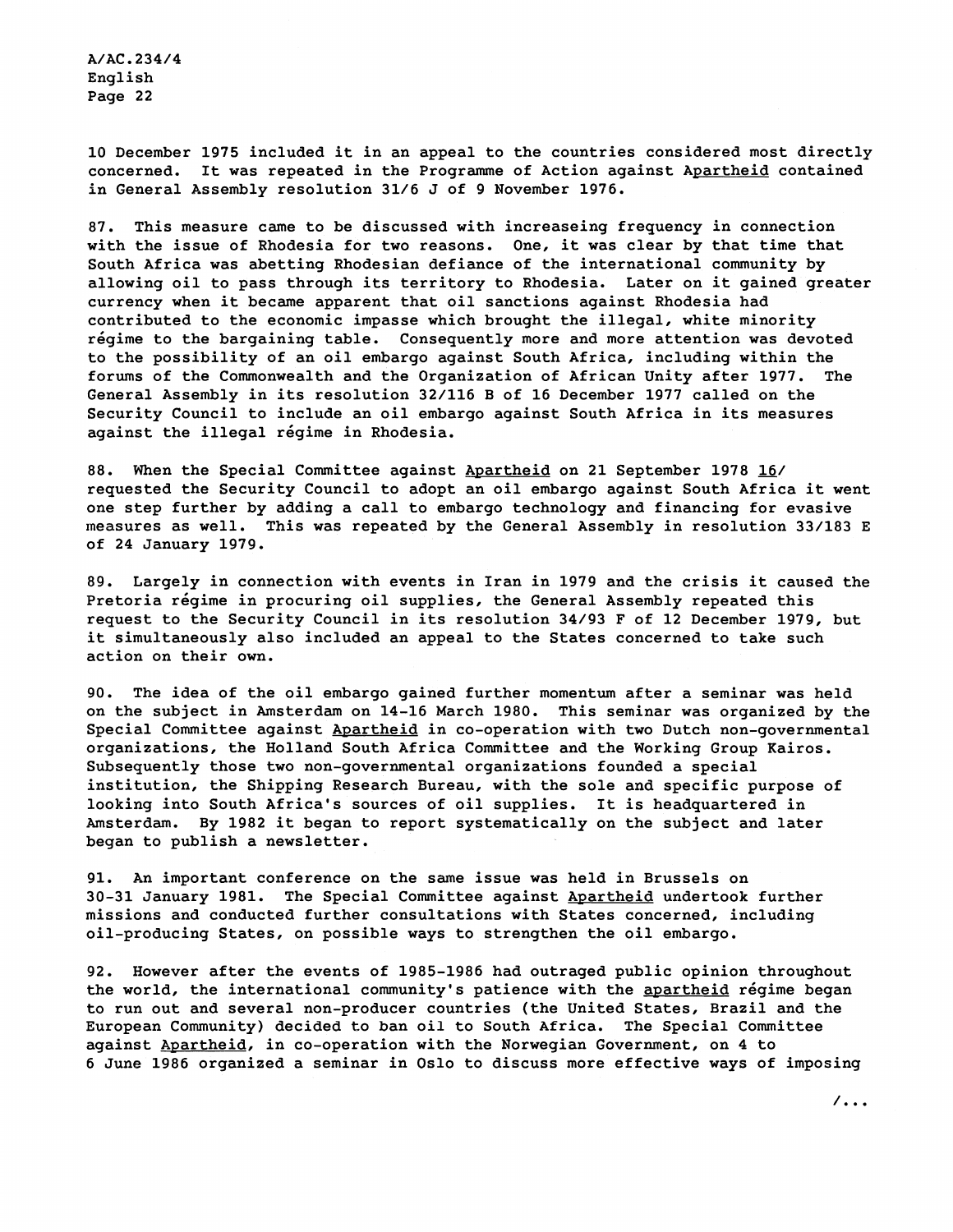10 December 1975 included it in an appeal to the countries considered most directly concerned. It was repeated in the Programme of Action against _Apartheid_ contained in General Assembly resolution 31/6 J of 9 November 1976.

87. This measure came to be discussed with increaseing frequency in connection with the issue of Rhodesia for two reasons. One, it was clear by that time that South Africa was abetting Rhodesian defiance of the international community by allowing oil to pass through its territory to Rhodesia. Later on it gained greater currency when it became apparent that oil sanctions against Rhodesia had contributed to the economic impasse which brought the illegal, white minority régime to the bargaining table. Consequently more and more attention was devoted to the possibility of an oil embargo against South Africa, including within the forums of the Commonwealth and the Organization of African Unity after 1977. The General Assembly in its resolution 32/116 B of 16 December 1977 called on the Security Council to include an oil embargo against South Africa in its measures against the illegal régime in Rhodesia.

88. When the Special Committee against _Apartheid_ on 21 September 1978 16/ requested the Security Council to adopt an oil embargo against South Africa it went one step further by adding a call to embargo technology and financing for evasive measures as well. This was repeated by the General Assembly in resolution 33/183 E of 24 January 1979.

89. Largely in connection with events in Iran in 1979 and the crisis it caused the Pretoria régime in procuring oil supplies, the General Assembly repeated this request to the Security Council in its resolution 34/93 F of 12 December 1979, but it simultaneously also included an appeal to the States concerned to take such action on their own.

90. The idea of the oil embargo gained further momentum after a seminar was held on the subject in Amsterdam on 14-16 March 1980. This seminar was organized by the Special Committee against _Apartheid_ in co-operation with two Dutch non-governmental organizations, the Holland South Africa Committee and the Working Group Kairos. Subsequently those two non-governmental organizations founded a special institution, the Shipping Research Bureau, with the sole and specific purpose of looking into South Africa's sources of oil supplies. It is headquartered in Amsterdam. By 1982 it began to report systematically on the subject and later began to publish a newsletter.

91. An important conference on the same issue was held in Brussels on 30-31 January 1981. The Special Committee against _Apartheid_ undertook further missions and conducted further consultations with States concerned, including oil-producing States, on possible ways to strengthen the oil embargo.

92. However after the events of 1985-1986 had outraged public opinion throughout the world, the international community's patience with the _apartheid_ régime began to run out and several non-producer countries (the United States, Brazil and the European Community) decided to ban oil to South Africa. The Special Committee against _Apartheid_, in co-operation with the Norwegian Government, on 4 to 6 June 1986 organized a seminar in Oslo to discuss more effective ways of imposing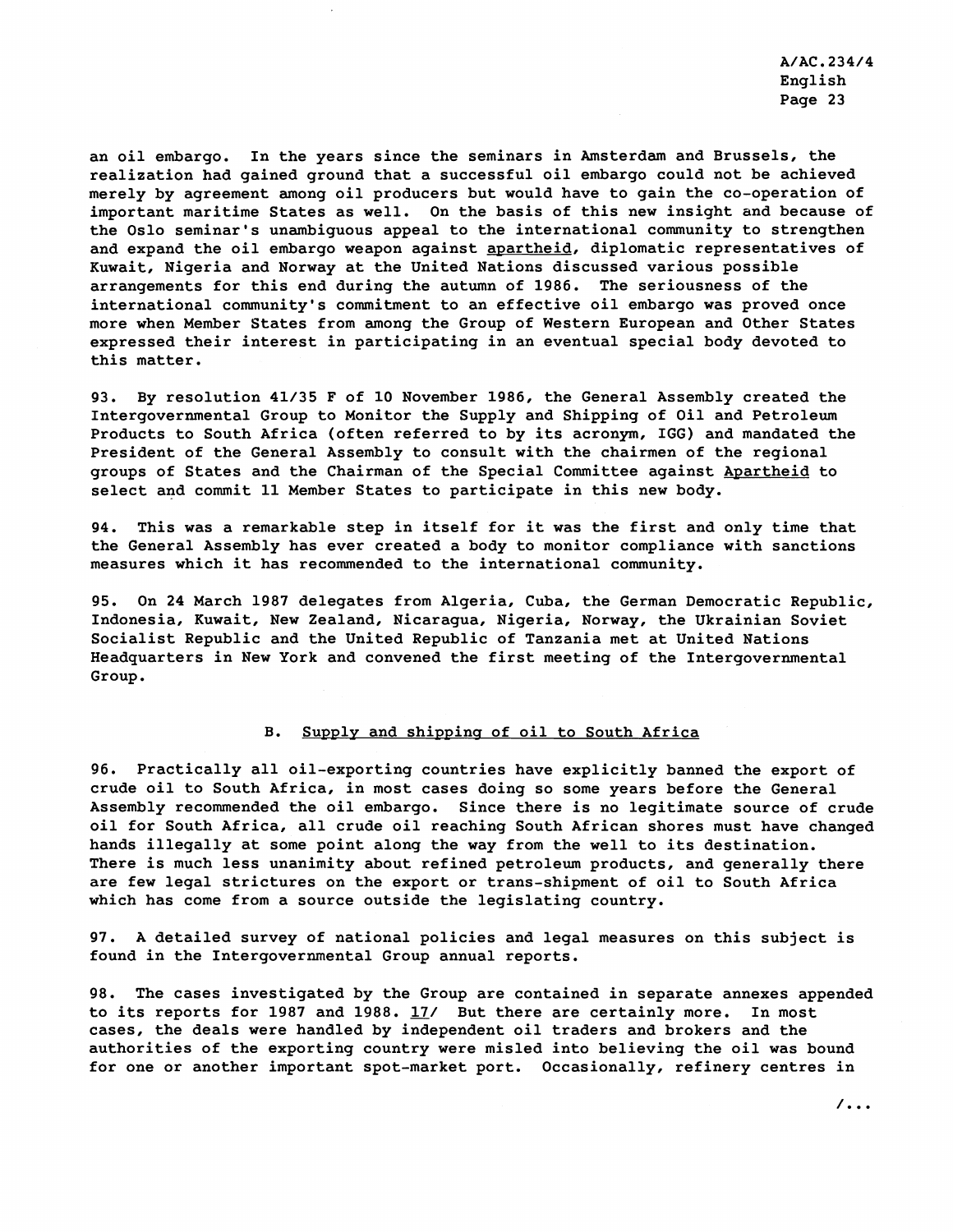an oil embargo. In the years since the seminars in Amsterdam and Brussels, the realization had gained ground that a successful oil embargo could not be achieved merely by agreement among oil producers but would have to gain the co-operation of important maritime States as well. On the basis of this new insight and because of the Oslo seminar's unambiguous appeal to the international community to strengthen and expand the oil embargo weapon against apartheid, diplomatic representatives of Kuwait, Nigeria and Norway at the United Nations discussed various possible arrangements for this end during the autumn of 1986. The seriousness of the international community's commitment to an effective oil embargo was proved once more when Member States from among the Group of Western European and Other States expressed their interest in participating in an eventual special body devoted to this matter.

93. By resolution 41/35 F of 10 November 1986, the General Assembly created the Intergovernmental Group to Monitor the Supply and Shipping of Oil and Petroleum Products to South Africa (often referred to by its acronym, IGG) and mandated the President of the General Assembly to consult with the chairmen of the regional groups of States and the Chairman of the Special Committee against Apartheid to select and commit 11 Member States to participate in this new body.

94. This was a remarkable step in itself for it was the first and only time that the General Assembly has ever created a body to monitor compliance with sanctions measures which it has recommended to the international community.

95. On 24 March 1987 delegates from Algeria, Cuba, the German Democratic Republic, Indonesia, Kuwait, New Zealand, Nicaragua, Nigeria, Norway, the Ukrainian Soviet Socialist Republic and the United Republic of Tanzania met at United Nations Headquarters in New York and convened the first meeting of the Intergovernmental Group.

## B. Supply and shipping of oil to South Africa

96. Practically all oil-exporting countries have explicitly banned the export of crude oil to South Africa, in most cases doing so some years before the General Assembly recommended the oil embargo. Since there is no legitimate source of crude oil for South Africa, all crude oil reaching South African shores must have changed hands illegally at some point along the way from the well to its destination. There is much less unanimity about refined petroleum products, and generally there are few legal strictures on the export or trans-shipment of oil to South Africa which has come from a source outside the legislating country.

97. A detailed survey of national policies and legal measures on this subject is found in the Intergovernmental Group annual reports.

98. The cases investigated by the Group are contained in separate annexes appended to its reports for 1987 and 1988. 17/ But there are certainly more. In most cases, the deals were handled by independent oil traders and brokers and the authorities of the exporting country were misled into believing the oil was bound for one or another important spot-market port. Occasionally, refinery centres in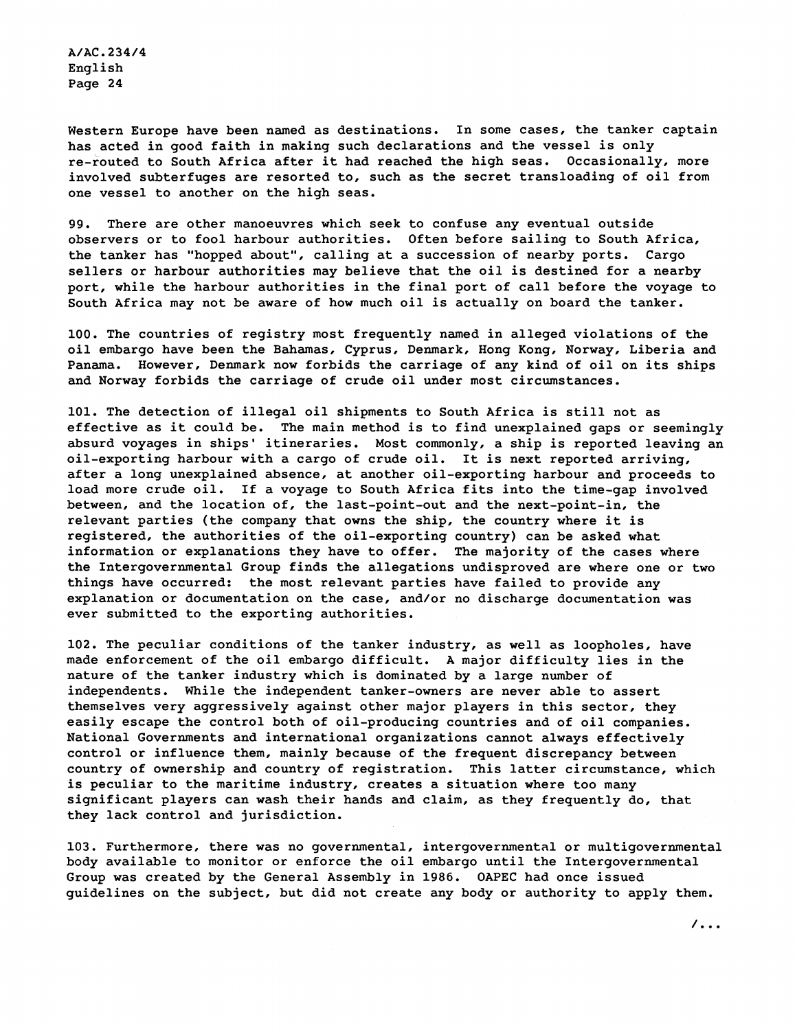Western Europe have been named as destinations. In some cases, the tanker captain has acted in good faith in making such declarations and the vessel is only re-routed to South Africa after it had reached the high seas. Occasionally, more involved subterfuges are resorted to, such as the secret transloading of oil from one vessel to another on the high seas.

99. There are other manoeuvres which seek to confuse any eventual outside observers or to fool harbour authorities. Often before sailing to South Africa, the tanker has "hopped about", calling at a succession of nearby ports. Cargo sellers or harbour authorities may believe that the oil is destined for a nearby port, while the harbour authorities in the final port of call before the voyage to South Africa may not be aware of how much oil is actually on board the tanker.

100. The countries of registry most frequently named in alleged violations of the oil embargo have been the Bahamas, Cyprus, Denmark, Hong Kong, Norway, Liberia and Panama. However, Denmark now forbids the carriage of any kind of oil on its ships and Norway forbids the carriage of crude oil under most circumstances.

101. The detection of illegal oil shipments to South Africa is still not as effective as it could be. The main method is to find unexplained gaps or seemingly absurd voyages in ships' itineraries. Most commonly, a ship is reported leaving an oil-exporting harbour with a cargo of crude oil. It is next reported arriving, after a long unexplained absence, at another oil-exporting harbour and proceeds to load more crude oil. If a voyage to South Africa fits into the time-gap involved between, and the location of, the last-point-out and the next-point-in, the relevant parties (the company that owns the ship, the country where it is registered, the authorities of the oil-exporting country) can be asked what information or explanations they have to offer. The majority of the cases where the Intergovernmental Group finds the allegations undisproved are where one or two things have occurred: the most relevant parties have failed to provide any explanation or documentation on the case, and/or no discharge documentation was ever submitted to the exporting authorities.

102. The peculiar conditions of the tanker industry, as well as loopholes, have made enforcement of the oil embargo difficult. A major difficulty lies in the nature of the tanker industry which is dominated by a large number of independents. While the independent tanker-owners are never able to assert themselves very aggressively against other major players in this sector, they easily escape the control both of oil-producing countries and of oil companies. National Governments and international organizations cannot always effectively control or influence them, mainly because of the frequent discrepancy between country of ownership and country of registration. This latter circumstance, which is peculiar to the maritime industry, creates a situation where too many significant players can wash their hands and claim, as they frequently do, that they lack control and jurisdiction.

103. Furthermore, there was no governmental, intergovernmental or multigovernmental body available to monitor or enforce the oil embargo until the Intergovernmental Group was created by the General Assembly in 1986. OAPEC had once issued guidelines on the subject, but did not create any body or authority to apply them.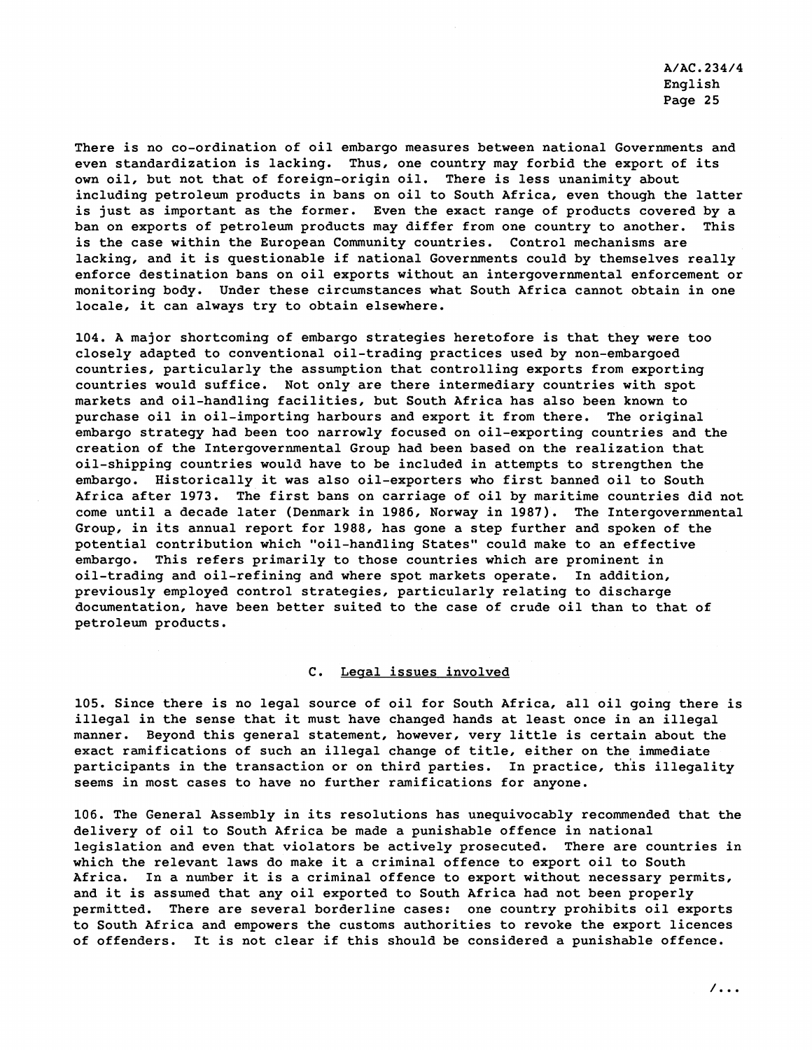There is no co-ordination of oil embargo measures between national Governments and even standardization is lacking. Thus, one country may forbid the export of its own oil, but not that of foreign-origin oil. There is less unanimity about including petroleum products in bans on oil to South Africa, even though the latter is just as important as the former. Even the exact range of products covered by a ban on exports of petroleum products may differ from one country to another. This is the case within the European Community countries. Control mechanisms are lacking, and it is questionable if national Governments could by themselves really enforce destination bans on oil exports without an intergovernmental enforcement or monitoring body. Under these circumstances what South Africa cannot obtain in one locale, it can always try to obtain elsewhere.

104. A major shortcoming of embargo strategies heretofore is that they were too closely adapted to conventional oil-trading practices used by non-embargoed countries, particularly the assumption that controlling exports from exporting countries would suffice. Not only are there intermediary countries with spot markets and oil-handling facilities, but South Africa has also been known to purchase oil in oil-importing harbours and export it from there. The original embargo strategy had been too narrowly focused on oil-exporting countries and the creation of the Intergovernmental Group had been based on the realization that oil-shipping countries would have to be included in attempts to strengthen the embargo. Historically it was also oil-exporters who first banned oil to South Africa after 1973. The first bans on carriage of oil by maritime countries did not come until a decade later (Denmark in 1986, Norway in 1987). The Intergovernmental Group, in its annual report for 1988, has gone a step further and spoken of the potential contribution which "oil-handling States" could make to an effective embargo. This refers primarily to those countries which are prominent in oil-trading and oil-refining and where spot markets operate. In addition, previously employed control strategies, particularly relating to discharge documentation, have been better suited to the case of crude oil than to that of petroleum products.

## C. Legal issues involved

105. Since there is no legal source of oil for South Africa, all oil going there is illegal in the sense that it must have changed hands at least once in an illegal manner. Beyond this general statement, however, very little is certain about the exact ramifications of such an illegal change of title, either on the immediate participants in the transaction or on third parties. In practice, this illegality seems in most cases to have no further ramifications for anyone.

106. The General Assembly in its resolutions has unequivocably recommended that the delivery of oil to South Africa be made a punishable offence in national legislation and even that violators be actively prosecuted. There are countries in which the relevant laws do make it a criminal offence to export oil to South Africa. In a number it is a criminal offence to export without necessary permits, and it is assumed that any oil exported to South Africa had not been properly permitted. There are several borderline cases: one country prohibits oil exports to South Africa and empowers the customs authorities to revoke the export licences of offenders. It is not clear if this should be considered a punishable offence.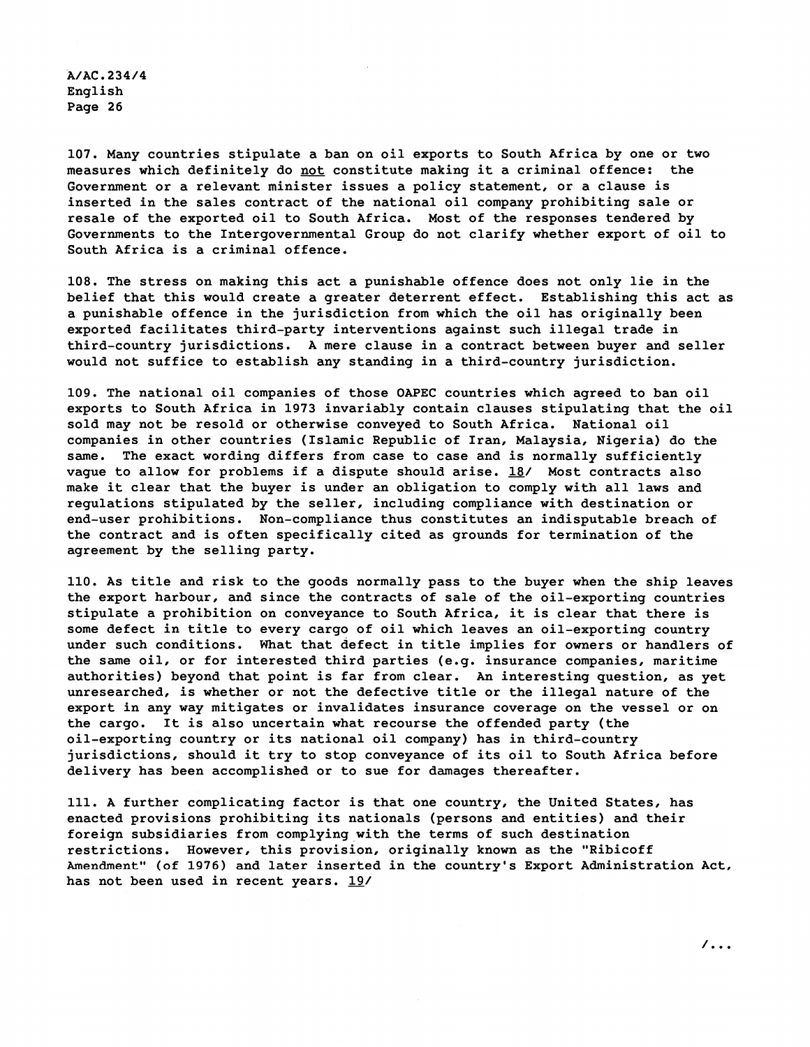107. Many countries stipulate a ban on oil exports to South Africa by one or two measures which definitely do not constitute making it a criminal offence: the Government or a relevant minister issues a policy statement, or a clause is inserted in the sales contract of the national oil company prohibiting sale or resale of the exported oil to South Africa. Most of the responses tendered by Governments to the Intergovernmental Group do not clarify whether export of oil to South Africa is a criminal offence.

108. The stress on making this act a punishable offence does not only lie in the belief that this would create a greater deterrent effect. Establishing this act as a punishable offence in the jurisdiction from which the oil has originally been exported facilitates third-party interventions against such illegal trade in third-country jurisdictions. A mere clause in a contract between buyer and seller would not suffice to establish any standing in a third-country jurisdiction.

109. The national oil companies of those OAPEC countries which agreed to ban oil exports to South Africa in 1973 invariably contain clauses stipulating that the oil sold may not be resold or otherwise conveyed to South Africa. National oil companies in other countries (Islamic Republic of Iran, Malaysia, Nigeria) do the same. The exact wording differs from case to case and is normally sufficiently vague to allow for problems if a dispute should arise. 18/ Most contracts also make it clear that the buyer is under an obligation to comply with all laws and regulations stipulated by the seller, including compliance with destination or end-user prohibitions. Non-compliance thus constitutes an indisputable breach of the contract and is often specifically cited as grounds for termination of the agreement by the selling party.

110. As title and risk to the goods normally pass to the buyer when the ship leaves the export harbour, and since the contracts of sale of the oil-exporting countries stipulate a prohibition on conveyance to South Africa, it is clear that there is some defect in title to every cargo of oil which leaves an oil-exporting country under such conditions. What that defect in title implies for owners or handlers of the same oil, or for interested third parties (e.g. insurance companies, maritime authorities) beyond that point is far from clear. An interesting question, as yet unresearched, is whether or not the defective title or the illegal nature of the export in any way mitigates or invalidates insurance coverage on the vessel or on the cargo. It is also uncertain what recourse the offended party (the oil-exporting country or its national oil company) has in third-country jurisdictions, should it try to stop conveyance of its oil to South Africa before delivery has been accomplished or to sue for damages thereafter.

111. A further complicating factor is that one country, the United States, has enacted provisions prohibiting its nationals (persons and entities) and their foreign subsidiaries from complying with the terms of such destination restrictions. However, this provision, originally known as the "Ribicoff Amendment" (of 1976) and later inserted in the country's Export Administration Act, has not been used in recent years. 19/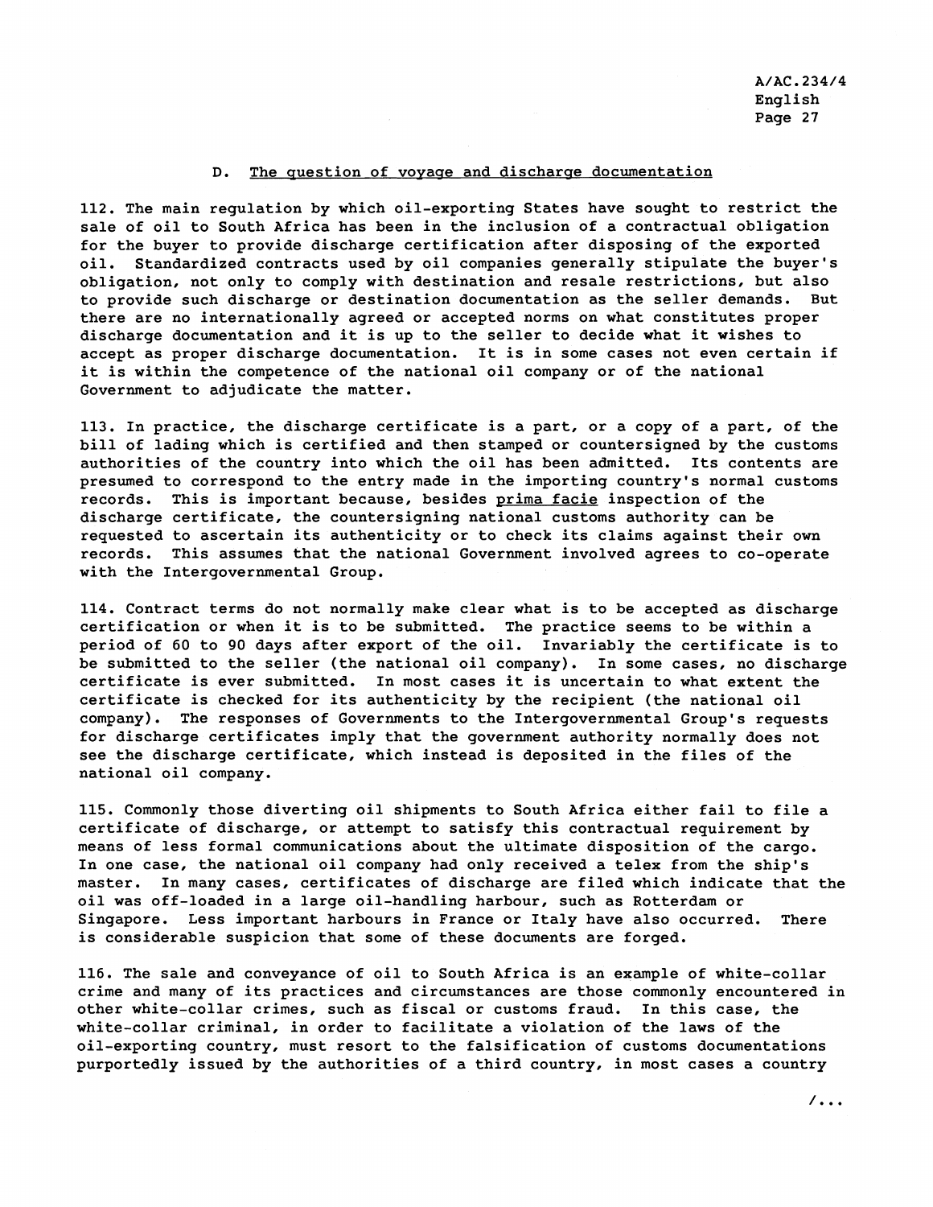### D. The question of voyage and discharge documentation

112. The main regulation by which oil-exporting States have sought to restrict the sale of oil to South Africa has been in the inclusion of a contractual obligation for the buyer to provide discharge certification after disposing of the exported oil. Standardized contracts used by oil companies generally stipulate the buyer's obligation, not only to comply with destination and resale restrictions, but also to provide such discharge or destination documentation as the seller demands. But there are no internationally agreed or accepted norms on what constitutes proper discharge documentation and it is up to the seller to decide what it wishes to accept as proper discharge documentation. It is in some cases not even certain if it is within the competence of the national oil company or of the national Government to adjudicate the matter.

113. In practice, the discharge certificate is a part, or a copy of a part, of the bill of lading which is certified and then stamped or countersigned by the customs authorities of the country into which the oil has been admitted. Its contents are presumed to correspond to the entry made in the importing country's normal customs records. This is important because, besides _prima facie_ inspection of the discharge certificate, the countersigning national customs authority can be requested to ascertain its authenticity or to check its claims against their own records. This assumes that the national Government involved agrees to co-operate with the Intergovernmental Group.

114. Contract terms do not normally make clear what is to be accepted as discharge certification or when it is to be submitted. The practice seems to be within a period of 60 to 90 days after export of the oil. Invariably the certificate is to be submitted to the seller (the national oil company). In some cases, no discharge certificate is ever submitted. In most cases it is uncertain to what extent the certificate is checked for its authenticity by the recipient (the national oil company). The responses of Governments to the Intergovernmental Group's requests for discharge certificates imply that the government authority normally does not see the discharge certificate, which instead is deposited in the files of the national oil company.

115. Commonly those diverting oil shipments to South Africa either fail to file a certificate of discharge, or attempt to satisfy this contractual requirement by means of less formal communications about the ultimate disposition of the cargo. In one case, the national oil company had only received a telex from the ship's master. In many cases, certificates of discharge are filed which indicate that the oil was off-loaded in a large oil-handling harbour, such as Rotterdam or Singapore. Less important harbours in France or Italy have also occurred. There is considerable suspicion that some of these documents are forged.

116. The sale and conveyance of oil to South Africa is an example of white-collar crime and many of its practices and circumstances are those commonly encountered in other white-collar crimes, such as fiscal or customs fraud. In this case, the white-collar criminal, in order to facilitate a violation of the laws of the oil-exporting country, must resort to the falsification of customs documentations purportedly issued by the authorities of a third country, in most cases a country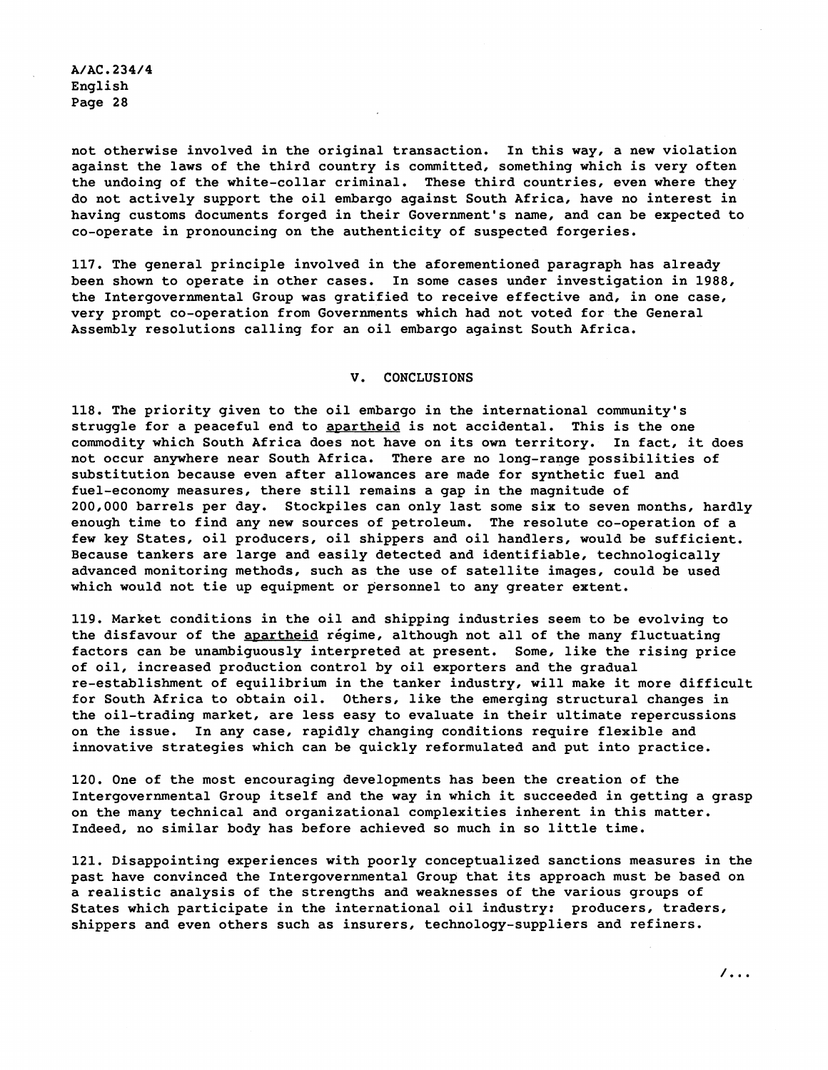not otherwise involved in the original transaction. In this way, a new violation against the laws of the third country is committed, something which is very often the undoing of the white-collar criminal. These third countries, even where they do not actively support the oil embargo against South Africa, have no interest in having customs documents forged in their Government's name, and can be expected to co-operate in pronouncing on the authenticity of suspected forgeries.

117. The general principle involved in the aforementioned paragraph has already been shown to operate in other cases. In some cases under investigation in 1988, the Intergovernmental Group was gratified to receive effective and, in one case, very prompt co-operation from Governments which had not voted for the General Assembly resolutions calling for an oil embargo against South Africa.

## V. CONCLUSIONS

118. The priority given to the oil embargo in the international community's struggle for a peaceful end to _apartheid_ is not accidental. This is the one commodity which South Africa does not have on its own territory. In fact, it does not occur anywhere near South Africa. There are no long-range possibilities of substitution because even after allowances are made for synthetic fuel and fuel-economy measures, there still remains a gap in the magnitude of 200,000 barrels per day. Stockpiles can only last some six to seven months, hardly enough time to find any new sources of petroleum. The resolute co-operation of a few key States, oil producers, oil shippers and oil handlers, would be sufficient. Because tankers are large and easily detected and identifiable, technologically advanced monitoring methods, such as the use of satellite images, could be used which would not tie up equipment or personnel to any greater extent.

119. Market conditions in the oil and shipping industries seem to be evolving to the disfavour of the _apartheid_ régime, although not all of the many fluctuating factors can be unambiguously interpreted at present. Some, like the rising price of oil, increased production control by oil exporters and the gradual re-establishment of equilibrium in the tanker industry, will make it more difficult for South Africa to obtain oil. Others, like the emerging structural changes in the oil-trading market, are less easy to evaluate in their ultimate repercussions on the issue. In any case, rapidly changing conditions require flexible and innovative strategies which can be quickly reformulated and put into practice.

120. One of the most encouraging developments has been the creation of the Intergovernmental Group itself and the way in which it succeeded in getting a grasp on the many technical and organizational complexities inherent in this matter. Indeed, no similar body has before achieved so much in so little time.

121. Disappointing experiences with poorly conceptualized sanctions measures in the past have convinced the Intergovernmental Group that its approach must be based on a realistic analysis of the strengths and weaknesses of the various groups of States which participate in the international oil industry: producers, traders, shippers and even others such as insurers, technology-suppliers and refiners.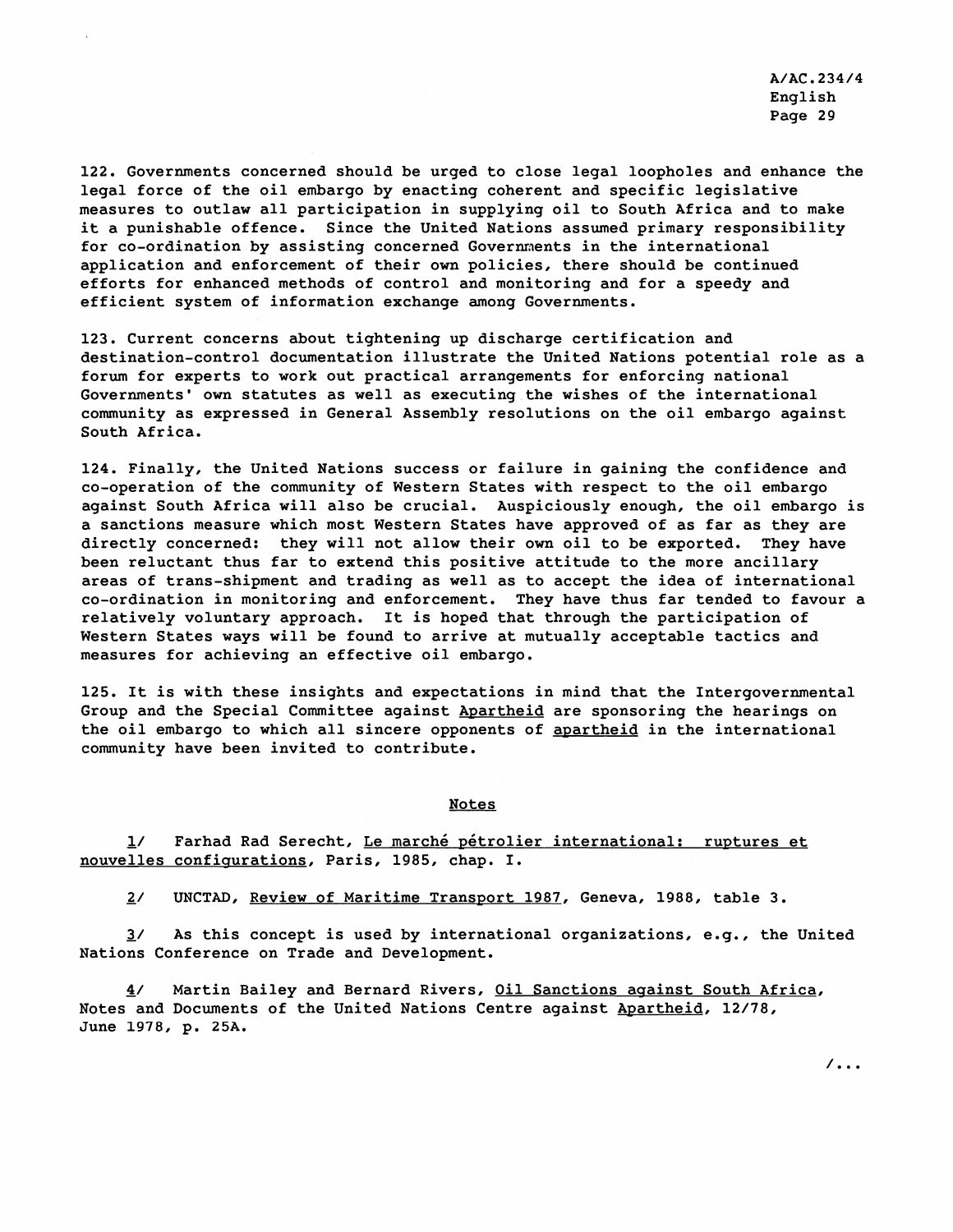122. Governments concerned should be urged to close legal loopholes and enhance the legal force of the oil embargo by enacting coherent and specific legislative measures to outlaw all participation in supplying oil to South Africa and to make it a punishable offence. Since the United Nations assumed primary responsibility for co-ordination by assisting concerned Governments in the international application and enforcement of their own policies, there should be continued efforts for enhanced methods of control and monitoring and for a speedy and efficient system of information exchange among Governments.

123. Current concerns about tightening up discharge certification and destination-control documentation illustrate the United Nations potential role as a forum for experts to work out practical arrangements for enforcing national Governments' own statutes as well as executing the wishes of the international community as expressed in General Assembly resolutions on the oil embargo against South Africa.

124. Finally, the United Nations success or failure in gaining the confidence and co-operation of the community of Western States with respect to the oil embargo against South Africa will also be crucial. Auspiciously enough, the oil embargo is a sanctions measure which most Western States have approved of as far as they are directly concerned: they will not allow their own oil to be exported. They have been reluctant thus far to extend this positive attitude to the more ancillary areas of trans-shipment and trading as well as to accept the idea of international co-ordination in monitoring and enforcement. They have thus far tended to favour a relatively voluntary approach. It is hoped that through the participation of Western States ways will be found to arrive at mutually acceptable tactics and measures for achieving an effective oil embargo.

125. It is with these insights and expectations in mind that the Intergovernmental Group and the Special Committee against *Apartheid* are sponsoring the hearings on the oil embargo to which all sincere opponents of *apartheid* in the international community have been invited to contribute.

## Notes

1/ Farhad Rad Serecht, *Le marché pétrolier international: ruptures et nouvelles configurations*, Paris, 1985, chap. I.

2/ UNCTAD, *Review of Maritime Transport 1987*, Geneva, 1988, table 3.

3/ As this concept is used by international organizations, e.g., the United Nations Conference on Trade and Development.

4/ Martin Bailey and Bernard Rivers, *Oil Sanctions against South Africa*, Notes and Documents of the United Nations Centre against *Apartheid*, 12/78, June 1978, p. 25A.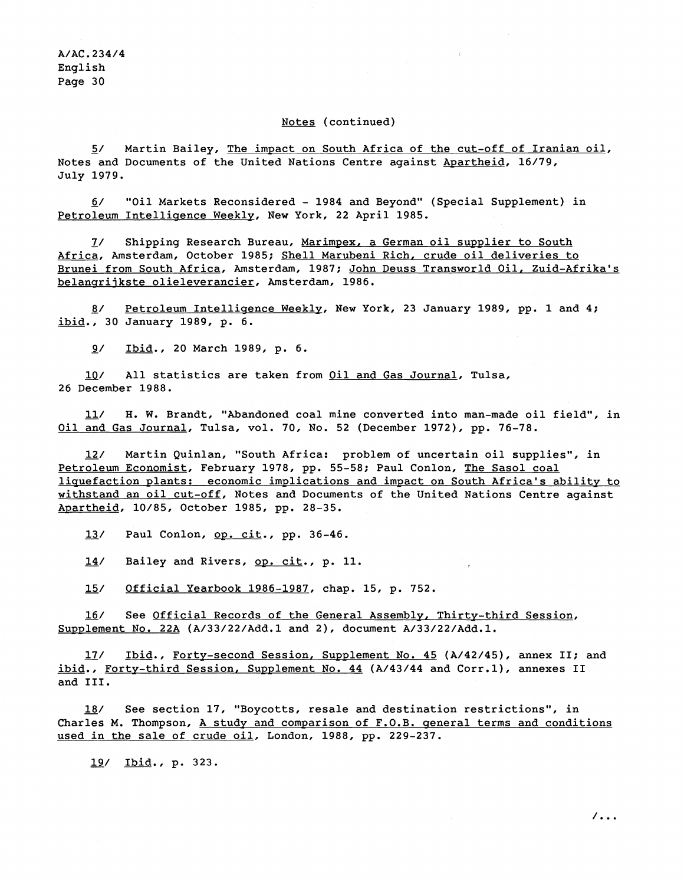Notes (continued)

5/ Martin Bailey, The impact on South Africa of the cut-off of Iranian oil, Notes and Documents of the United Nations Centre against Apartheid, 16/79, July 1979.

6/ "Oil Markets Reconsidered - 1984 and Beyond" (Special Supplement) in Petroleum Intelligence Weekly, New York, 22 April 1985.

7/ Shipping Research Bureau, Marimpex, a German oil supplier to South Africa, Amsterdam, October 1985; Shell Marubeni Rich, crude oil deliveries to Brunei from South Africa, Amsterdam, 1987; John Deuss Transworld Oil, Zuid-Afrika's belangrijkste olieleverancier, Amsterdam, 1986.

8/ Petroleum Intelligence Weekly, New York, 23 January 1989, pp. 1 and 4; ibid., 30 January 1989, p. 6.

9/ Ibid., 20 March 1989, p. 6.

10/ All statistics are taken from Oil and Gas Journal, Tulsa, 26 December 1988.

11/ H. W. Brandt, "Abandoned coal mine converted into man-made oil field", in Oil and Gas Journal, Tulsa, vol. 70, No. 52 (December 1972), pp. 76-78.

12/ Martin Quinlan, "South Africa: problem of uncertain oil supplies", in Petroleum Economist, February 1978, pp. 55-58; Paul Conlon, The Sasol coal liquefaction plants: economic implications and impact on South Africa's ability to withstand an oil cut-off, Notes and Documents of the United Nations Centre against Apartheid, 10/85, October 1985, pp. 28-35.

13/ Paul Conlon, op. cit., pp. 36-46.

14/ Bailey and Rivers, op. cit., p. 11.

15/ Official Yearbook 1986-1987, chap. 15, p. 752.

16/ See Official Records of the General Assembly, Thirty-third Session, Supplement No. 22A (A/33/22/Add.1 and 2), document A/33/22/Add.1.

17/ Ibid., Forty-second Session, Supplement No. 45 (A/42/45), annex II; and ibid., Forty-third Session, Supplement No. 44 (A/43/44 and Corr.1), annexes II and III.

18/ See section 17, "Boycotts, resale and destination restrictions", in Charles M. Thompson, A study and comparison of F.O.B. general terms and conditions used in the sale of crude oil, London, 1988, pp. 229-237.

19/ Ibid., p. 323.

/...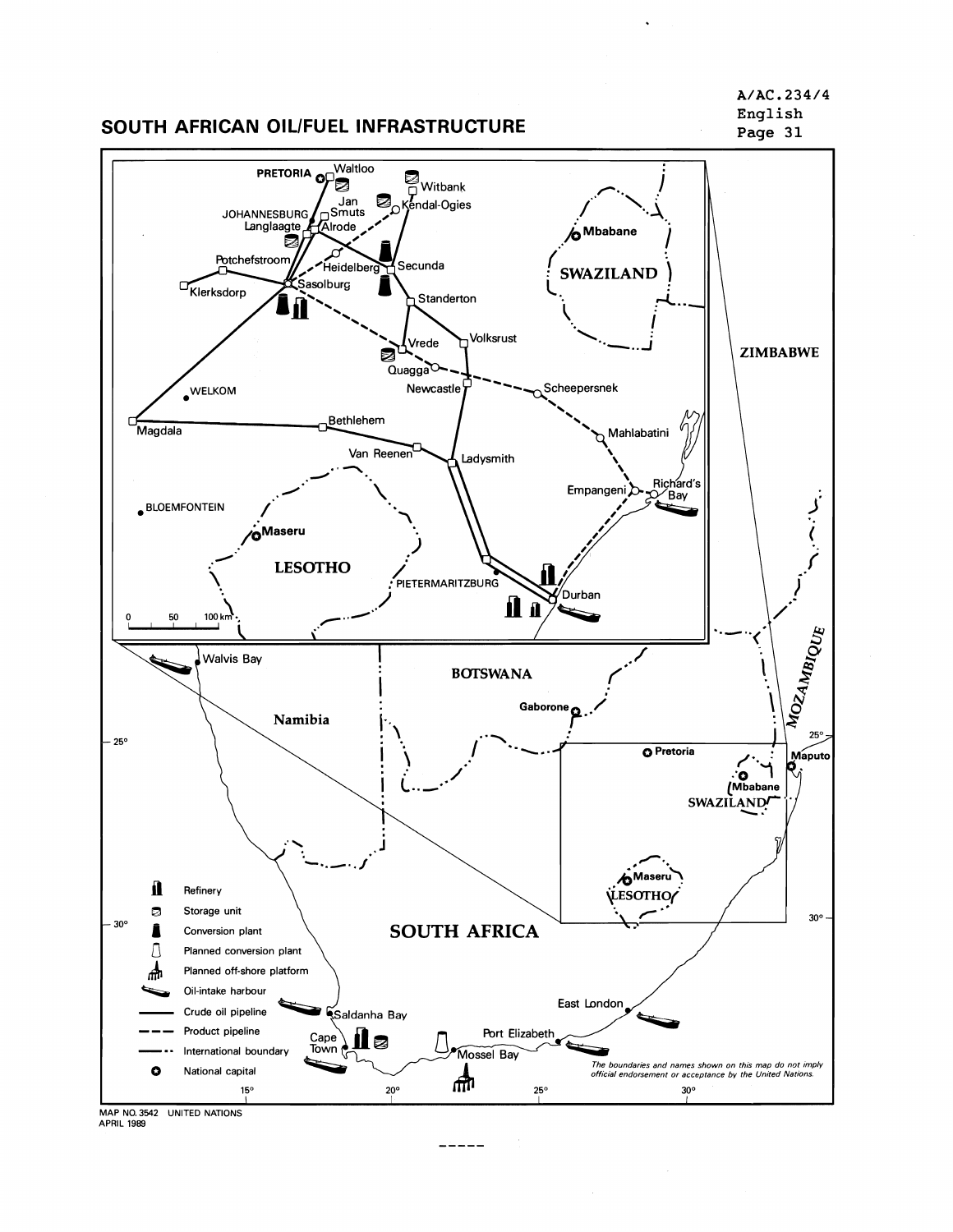## SOUTH AFRICAN OIL/FUEL INFRASTRUCTURE

PRETORIA
Waltloo
Witbank
Jan Smuts
Kendal-Ogies
JOHANNESBURG
Langlaagte
Alrode
Mbabane
SWAZILAND
Potchefstroom
Heidelberg
Secunda
Sasolburg
Klerksdorp
Standerton
Volksrust
Vrede
ZIMBABWE
Quagga
Newcastle
Scheepersnek
WELKOM
Bethlehem
Magdala
Mahlabatini
Van Reenen
Ladysmith
Richard's Bay
Empangeni
BLOEMFONTEIN
Maseru
LESOTHO
PIETERMARITZBURG
Durban
0 50 100 km

Walvis Bay
BOTSWANA
Namibia
Gaborone
MOZAMBIQUE
25°
Pretoria
Maputo
Mbabane
SWAZILAND
Maseru
LESOTHO
30°
SOUTH AFRICA
Saldanha Bay
East London
Cape Town
Port Elizabeth
Mossel Bay
15°
20°
25°
30°

Refinery
Storage unit
Conversion plant
Planned conversion plant
Planned off-shore platform
Oil-intake harbour
Crude oil pipeline
Product pipeline
International boundary
National capital

*The boundaries and names shown on this map do not imply official endorsement or acceptance by the United Nations.*

MAP NO. 3542 UNITED NATIONS
APRIL 1989

-----